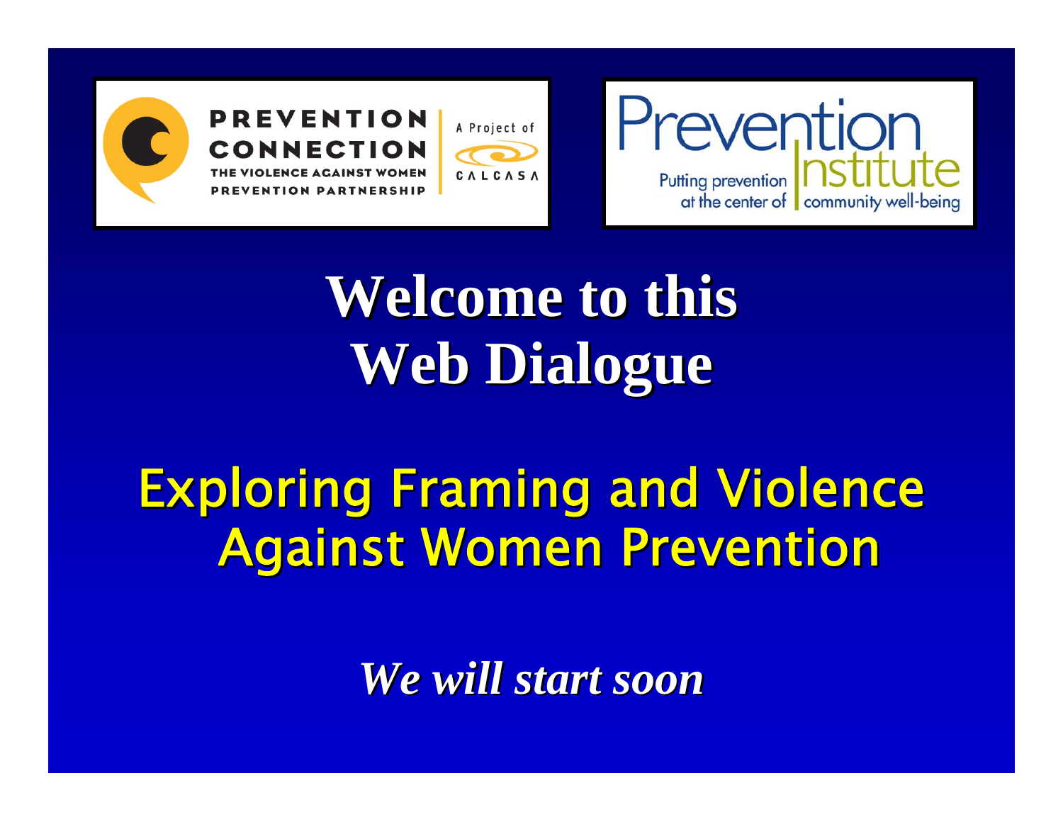PREVENTION CONNECTION

THE VIOLENCE AGAINST WOMEN PREVENTION PARTNERSHIP

A Project of CALCASA

Prevention Institute

Putting prevention at the center of community well-being

# Welcome to this Web Dialogue

## Exploring Framing and Violence Against Women Prevention

***We will start soon***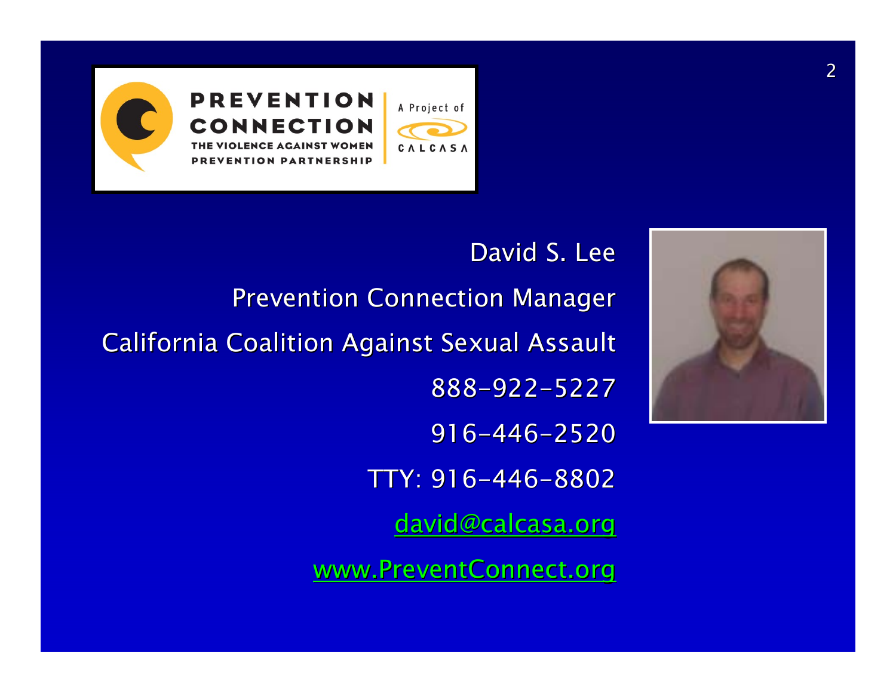PREVENTION CONNECTION

THE VIOLENCE AGAINST WOMEN PREVENTION PARTNERSHIP

A Project of CALCASA

David S. Lee

Prevention Connection Manager

California Coalition Against Sexual Assault

888-922-5227

916-446-2520

TTY: 916-446-8802

david@calcasa.org

www.PreventConnect.org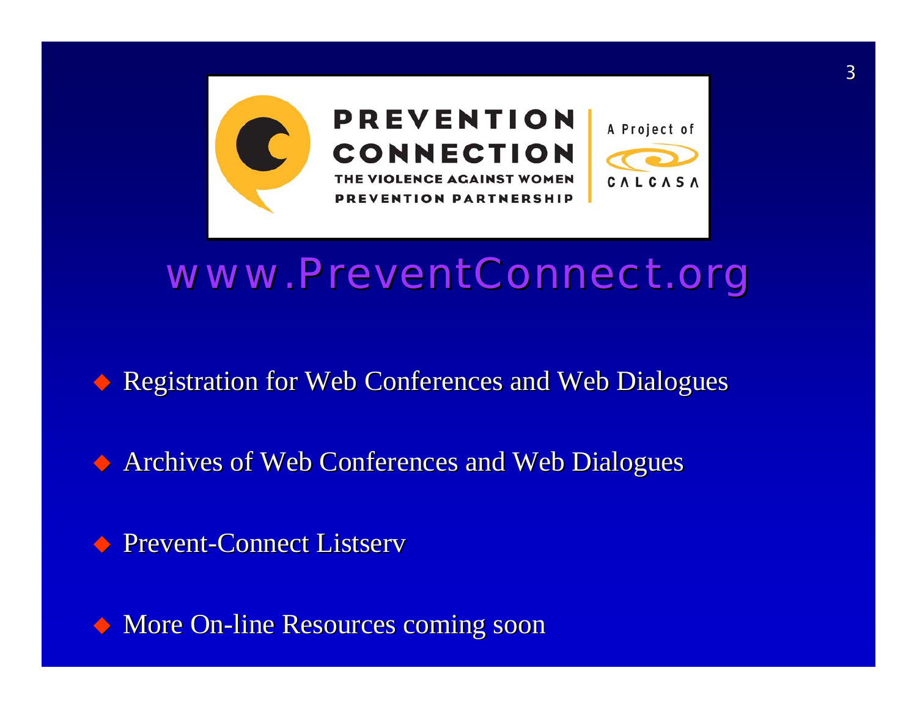PREVENTION CONNECTION

THE VIOLENCE AGAINST WOMEN PREVENTION PARTNERSHIP

A Project of CALCASA

## www.PreventConnect.org

- Registration for Web Conferences and Web Dialogues
- Archives of Web Conferences and Web Dialogues
- Prevent-Connect Listserv
- More On-line Resources coming soon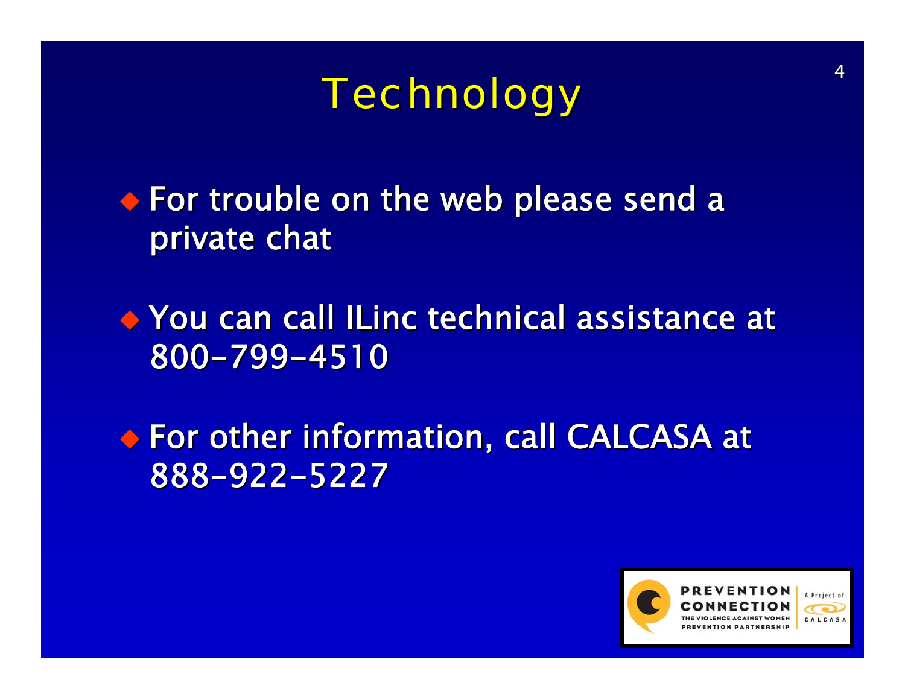# Technology

- For trouble on the web please send a private chat
- You can call ILinc technical assistance at 800-799-4510
- For other information, call CALCASA at 888-922-5227

PREVENTION CONNECTION
THE VIOLENCE AGAINST WOMEN PREVENTION PARTNERSHIP
A Project of CALCASA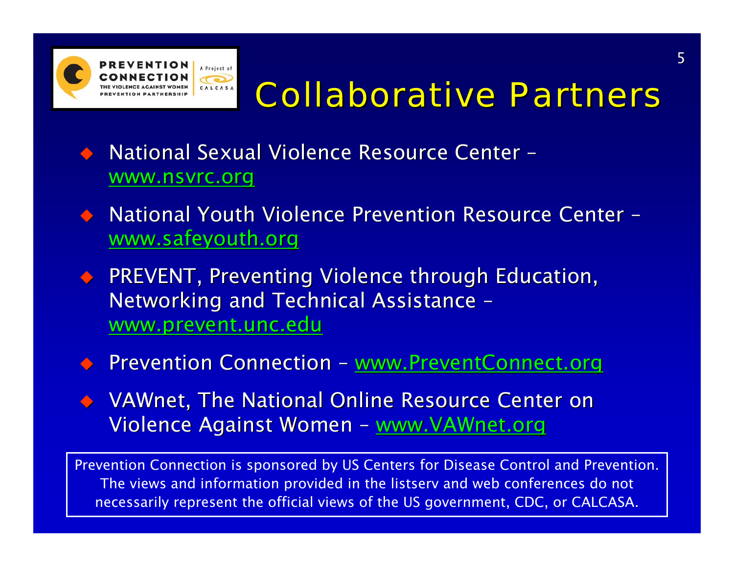# Collaborative Partners

- National Sexual Violence Resource Center – www.nsvrc.org
- National Youth Violence Prevention Resource Center – www.safeyouth.org
- PREVENT, Preventing Violence through Education, Networking and Technical Assistance – www.prevent.unc.edu
- Prevention Connection – www.PreventConnect.org
- VAWnet, The National Online Resource Center on Violence Against Women – www.VAWnet.org

Prevention Connection is sponsored by US Centers for Disease Control and Prevention. The views and information provided in the listserv and web conferences do not necessarily represent the official views of the US government, CDC, or CALCASA.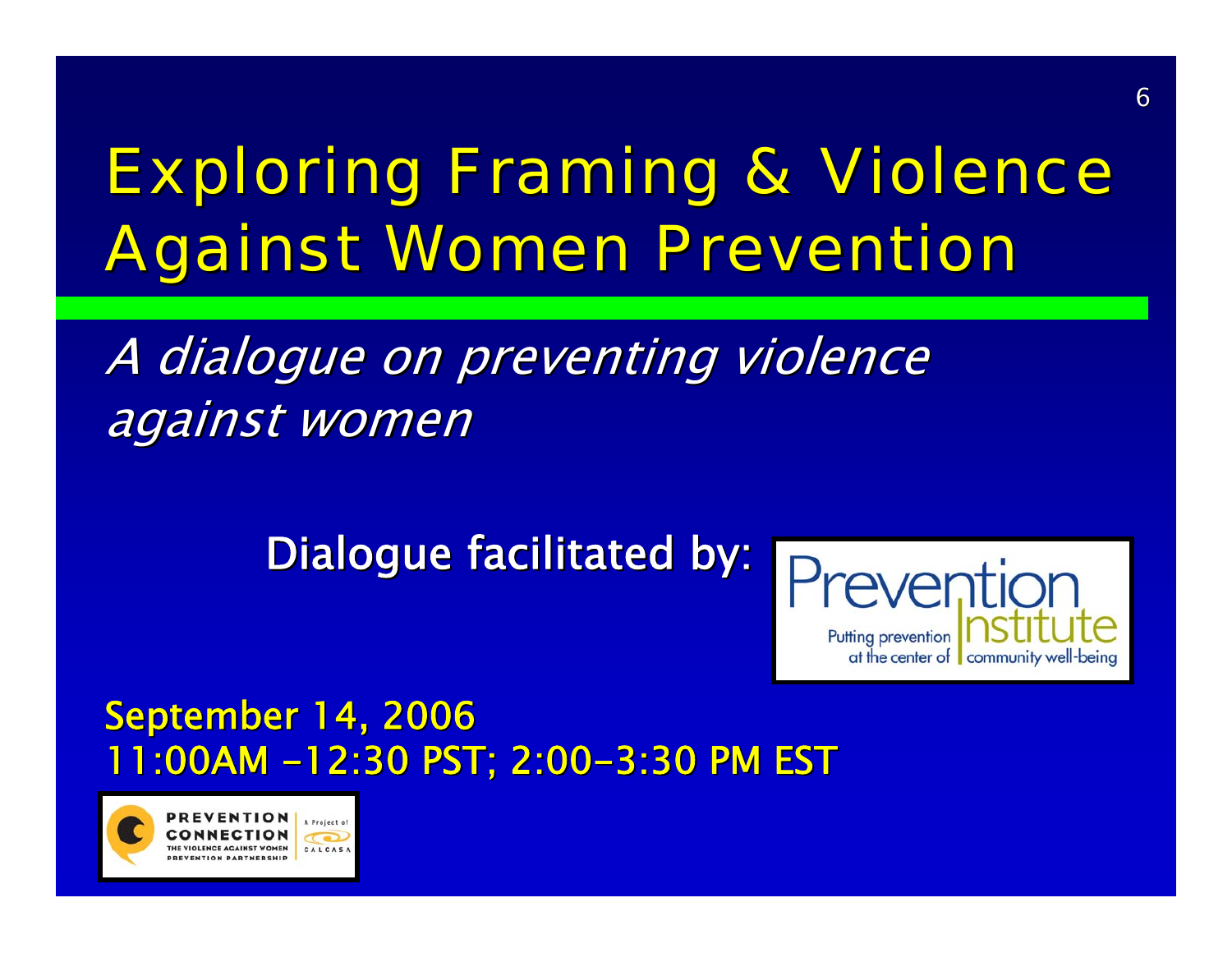# Exploring Framing & Violence Against Women Prevention

*A dialogue on preventing violence against women*

**Dialogue facilitated by:**

Prevention Institute
Putting prevention at the center of community well-being

**September 14, 2006**
**11:00AM -12:30 PST; 2:00-3:30 PM EST**

PREVENTION CONNECTION
THE VIOLENCE AGAINST WOMEN PREVENTION PARTNERSHIP
A Project of CALCASA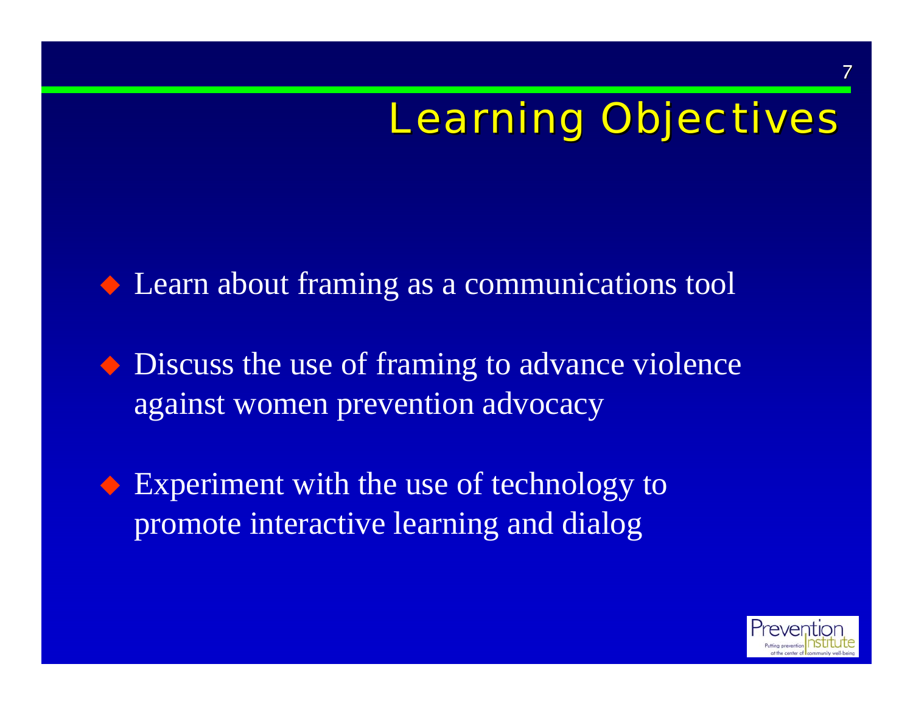# Learning Objectives

- Learn about framing as a communications tool
- Discuss the use of framing to advance violence against women prevention advocacy
- Experiment with the use of technology to promote interactive learning and dialog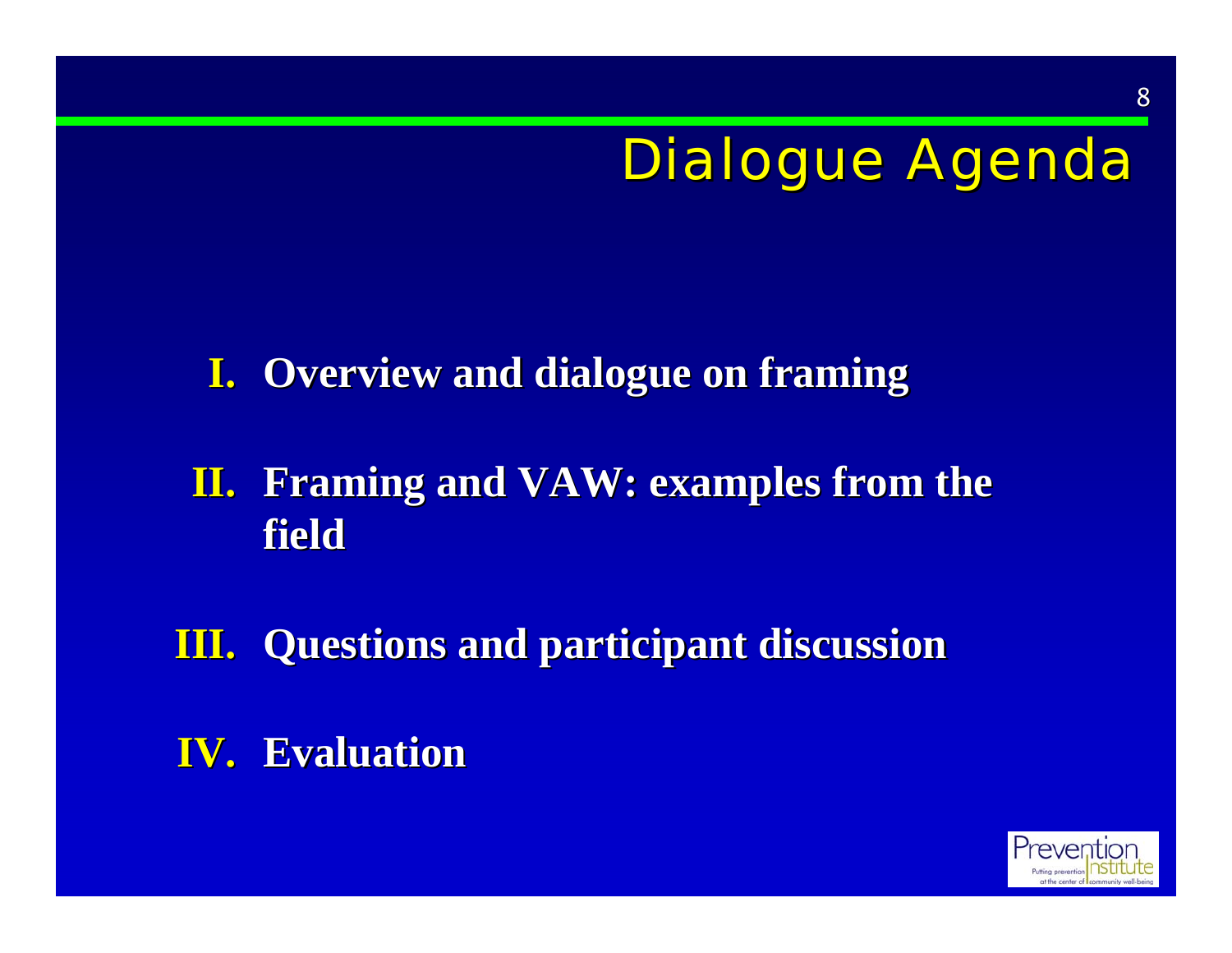# Dialogue Agenda

I. Overview and dialogue on framing

II. Framing and VAW: examples from the field

III. Questions and participant discussion

IV. Evaluation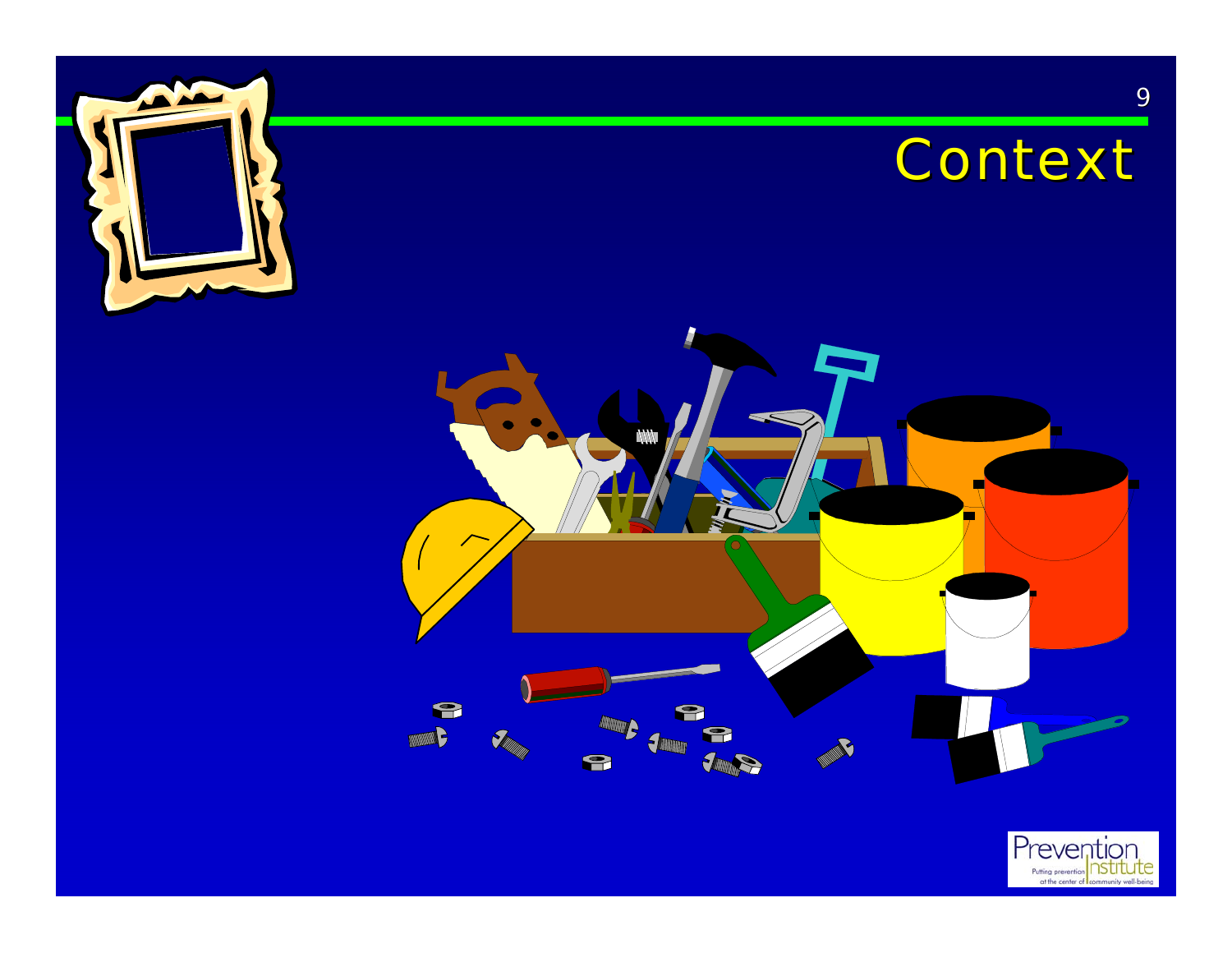# Context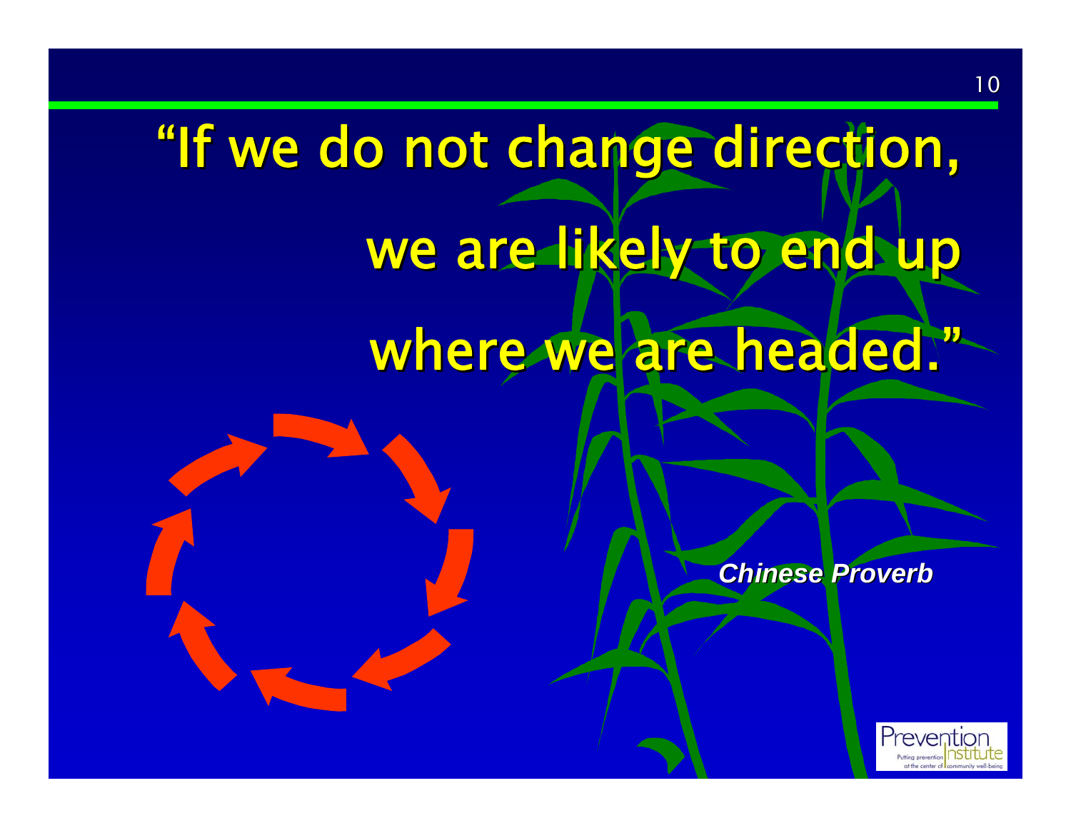# "If we do not change direction, we are likely to end up where we are headed."

***Chinese Proverb***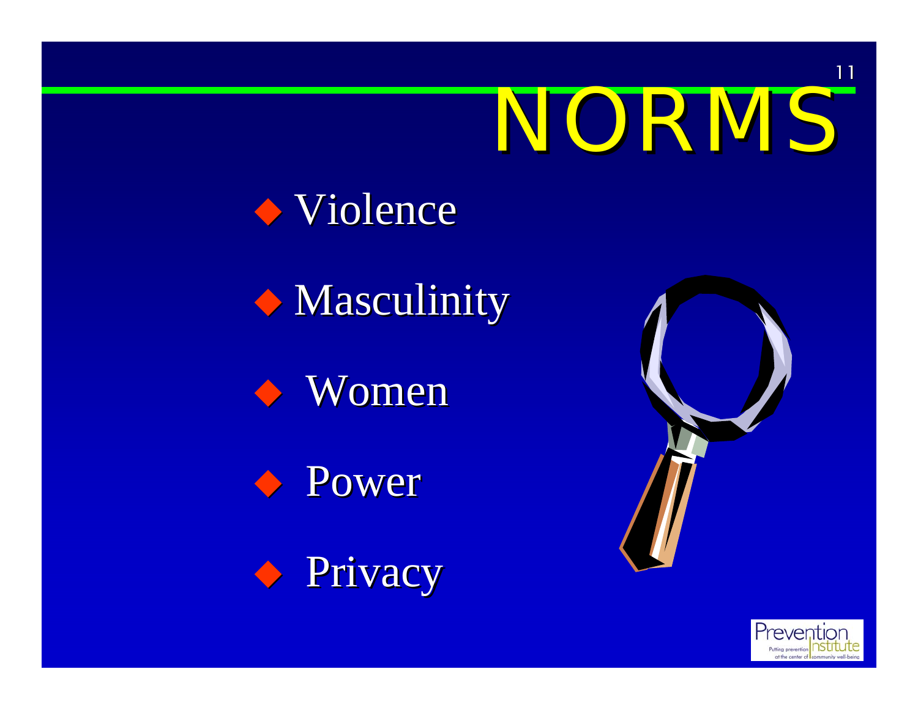# NORMS

- Violence
- Masculinity
- Women
- Power
- Privacy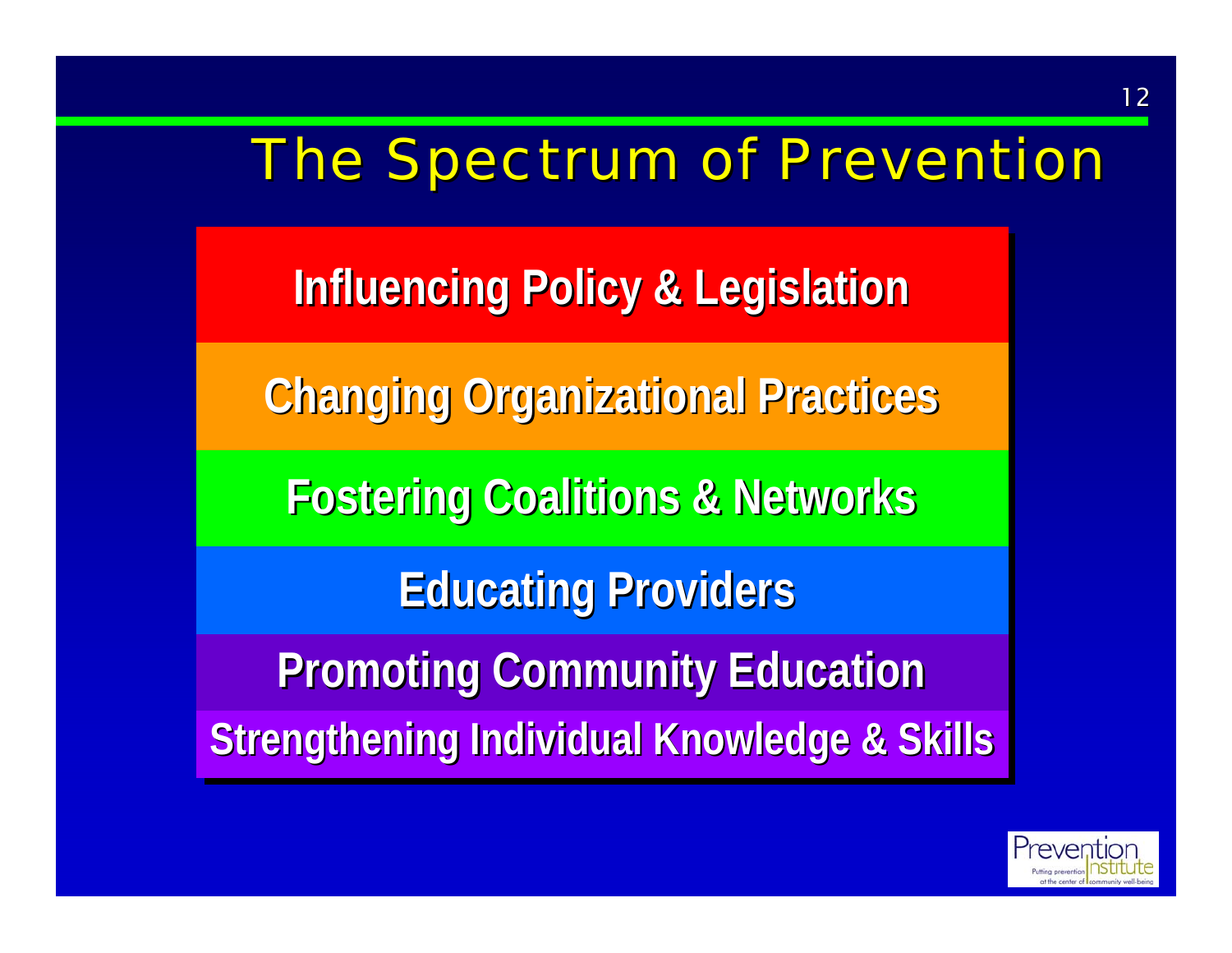# The Spectrum of Prevention

- **Influencing Policy & Legislation**
- **Changing Organizational Practices**
- **Fostering Coalitions & Networks**
- **Educating Providers**
- **Promoting Community Education**
- **Strengthening Individual Knowledge & Skills**

Prevention Institute
Putting prevention at the center of community well-being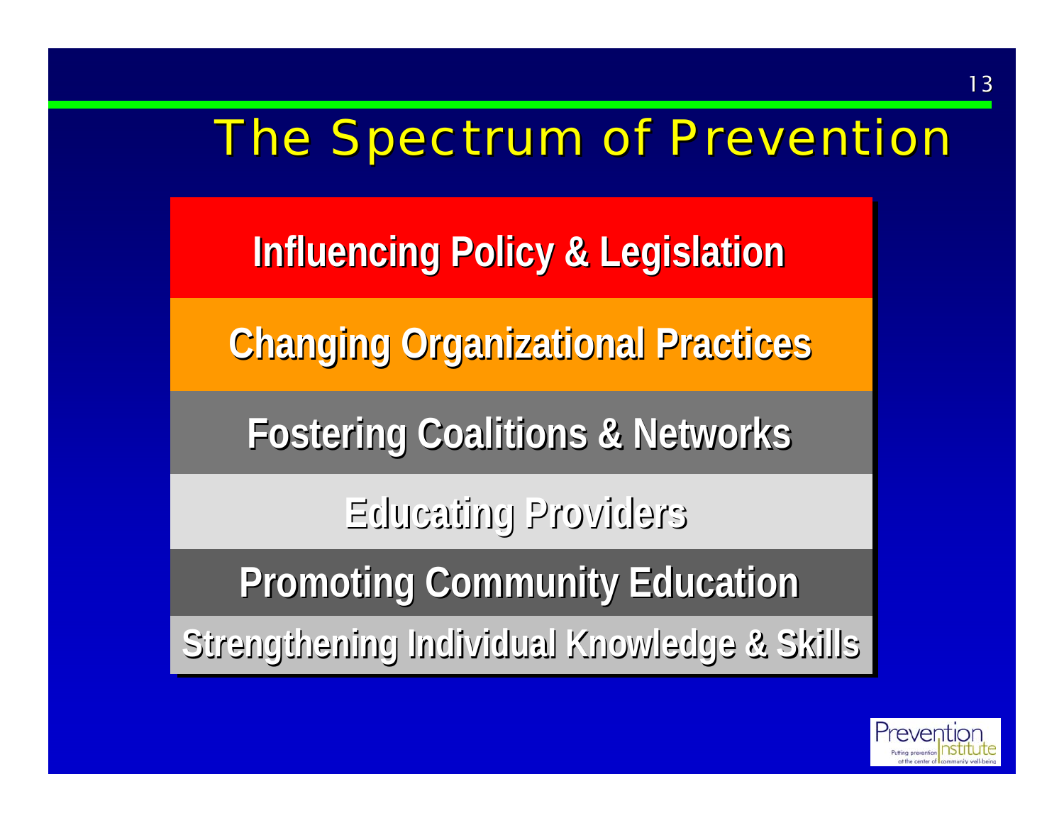# The Spectrum of Prevention

- Influencing Policy & Legislation
- Changing Organizational Practices
- Fostering Coalitions & Networks
- Educating Providers
- Promoting Community Education
- Strengthening Individual Knowledge & Skills

Prevention Institute
Putting prevention at the center of community well-being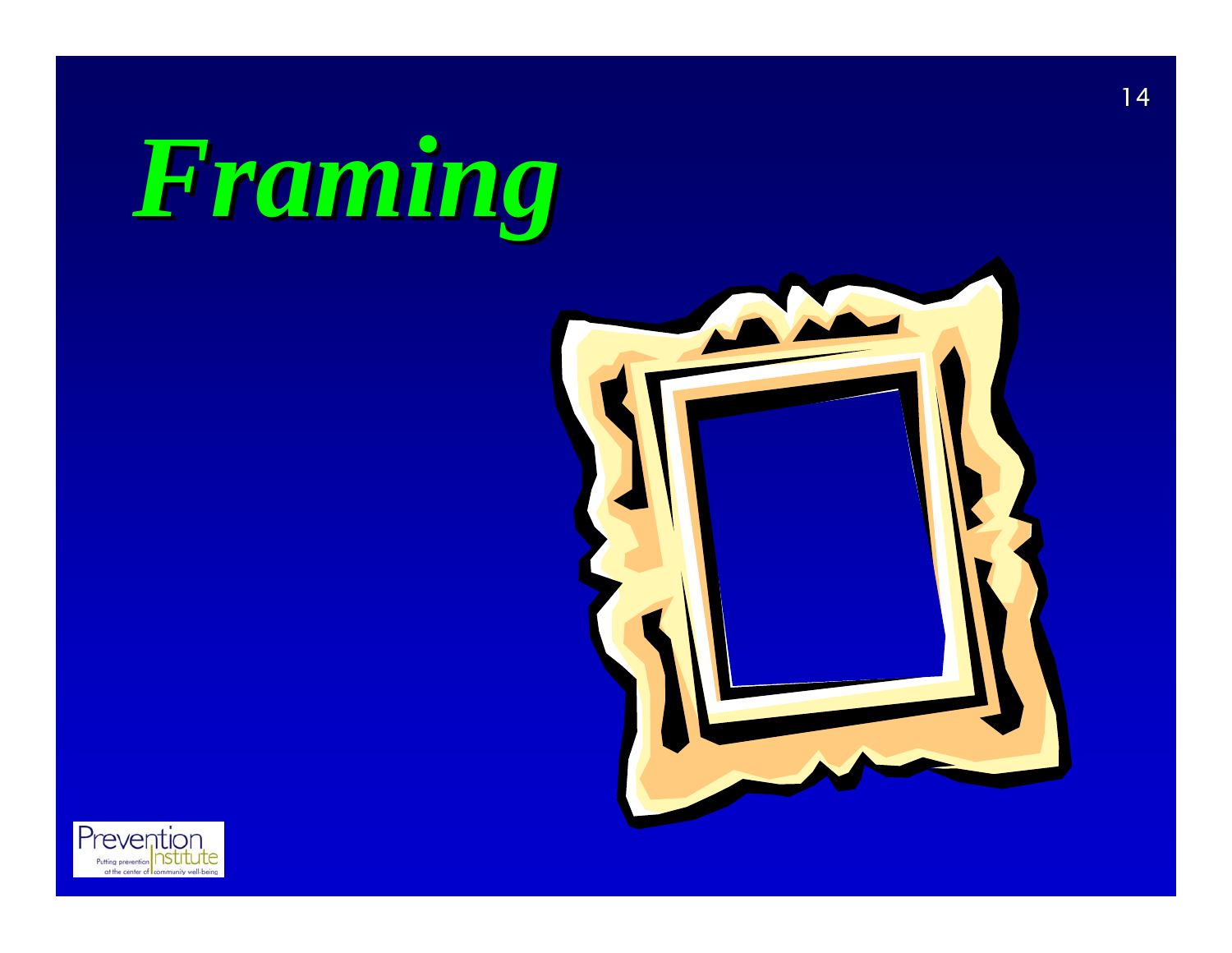# *Framing*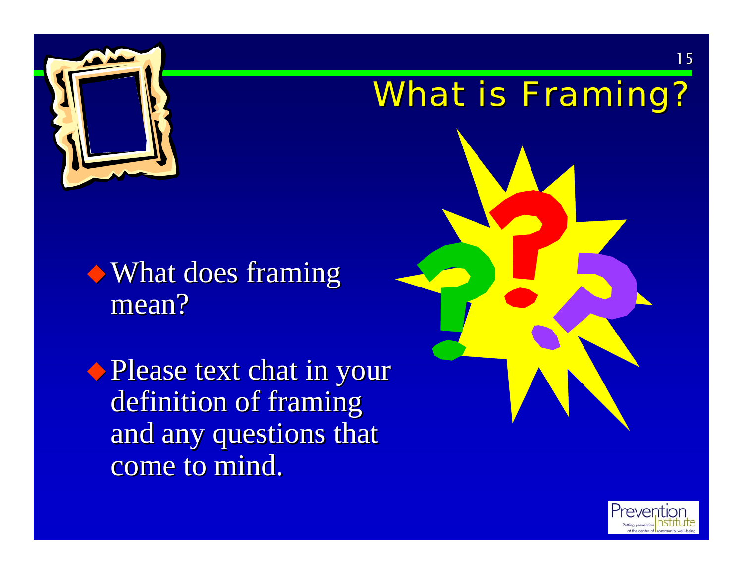# What is Framing?

- What does framing mean?
- Please text chat in your definition of framing and any questions that come to mind.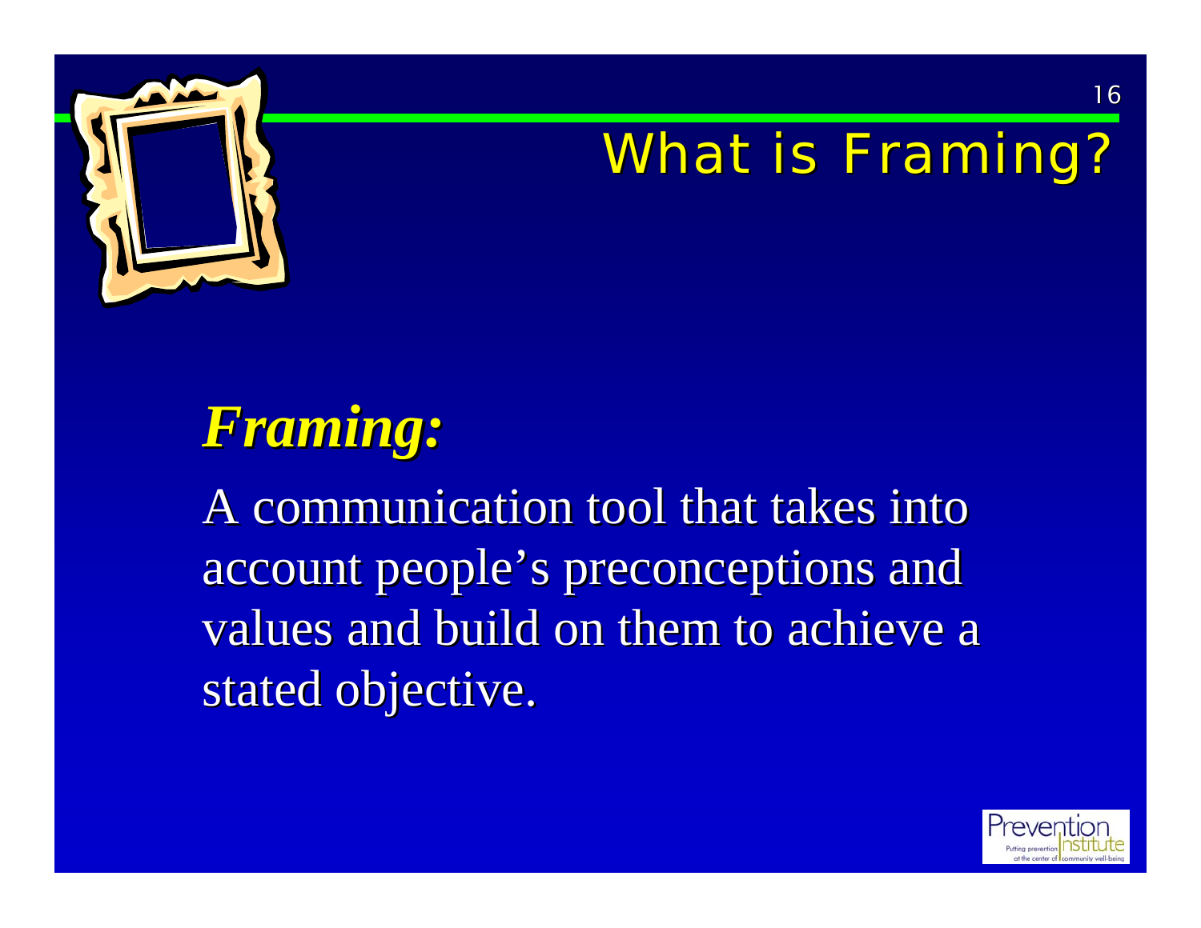# What is Framing?

***Framing:***

A communication tool that takes into account people's preconceptions and values and build on them to achieve a stated objective.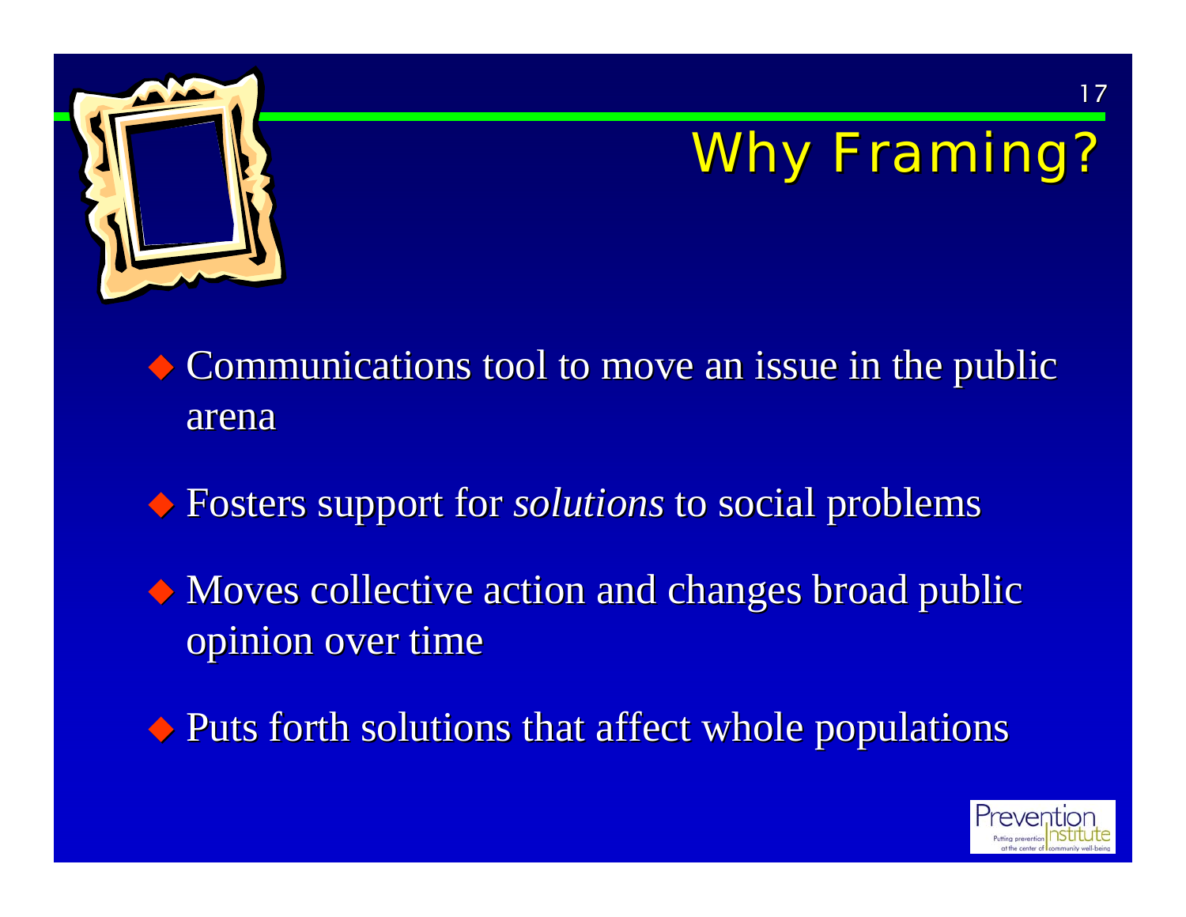# Why Framing?

- Communications tool to move an issue in the public arena
- Fosters support for *solutions* to social problems
- Moves collective action and changes broad public opinion over time
- Puts forth solutions that affect whole populations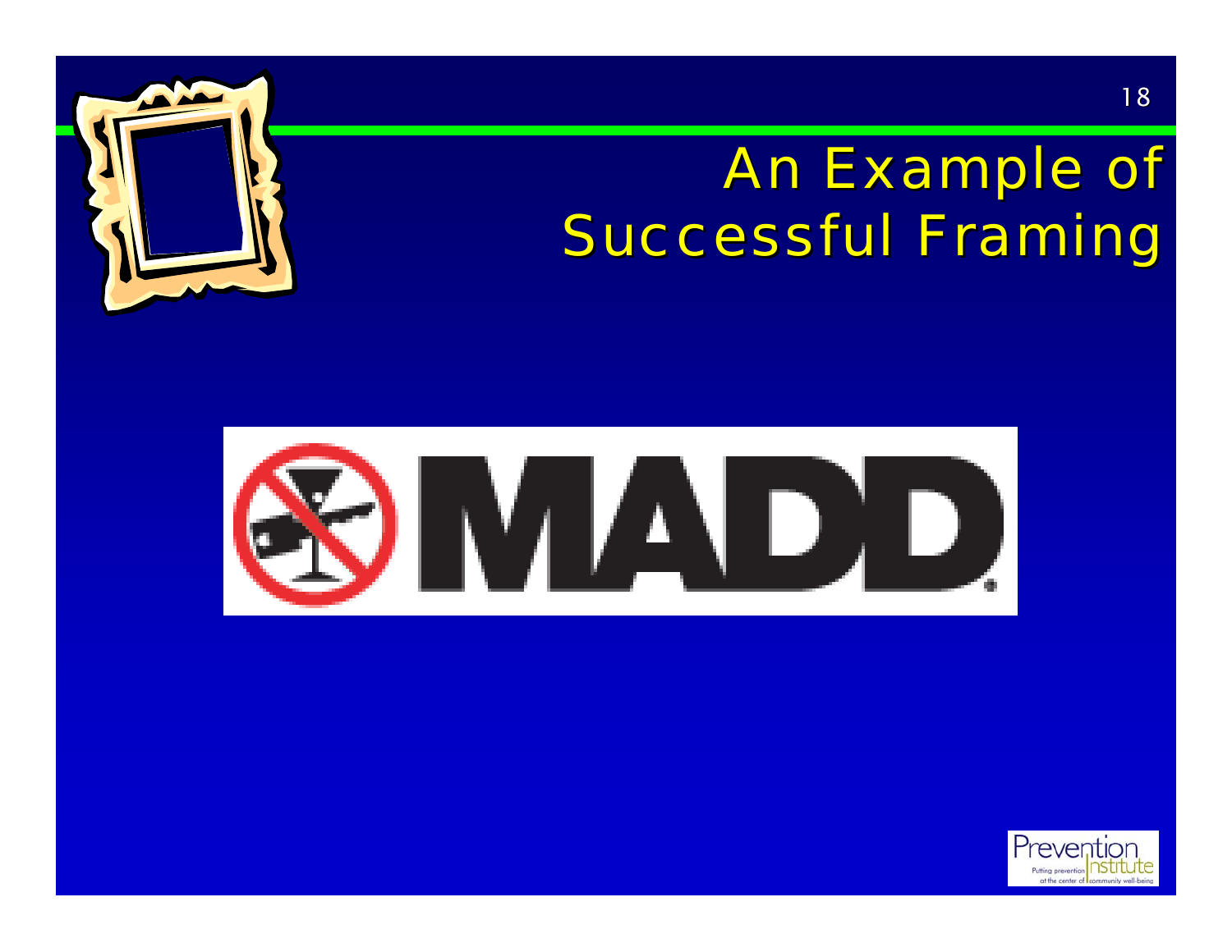# An Example of Successful Framing

MADD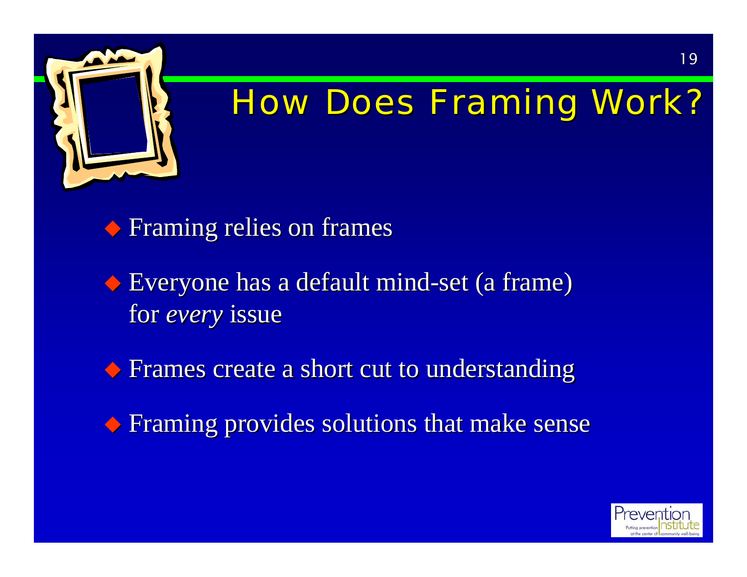# How Does Framing Work?

- Framing relies on frames
- Everyone has a default mind-set (a frame) for *every* issue
- Frames create a short cut to understanding
- Framing provides solutions that make sense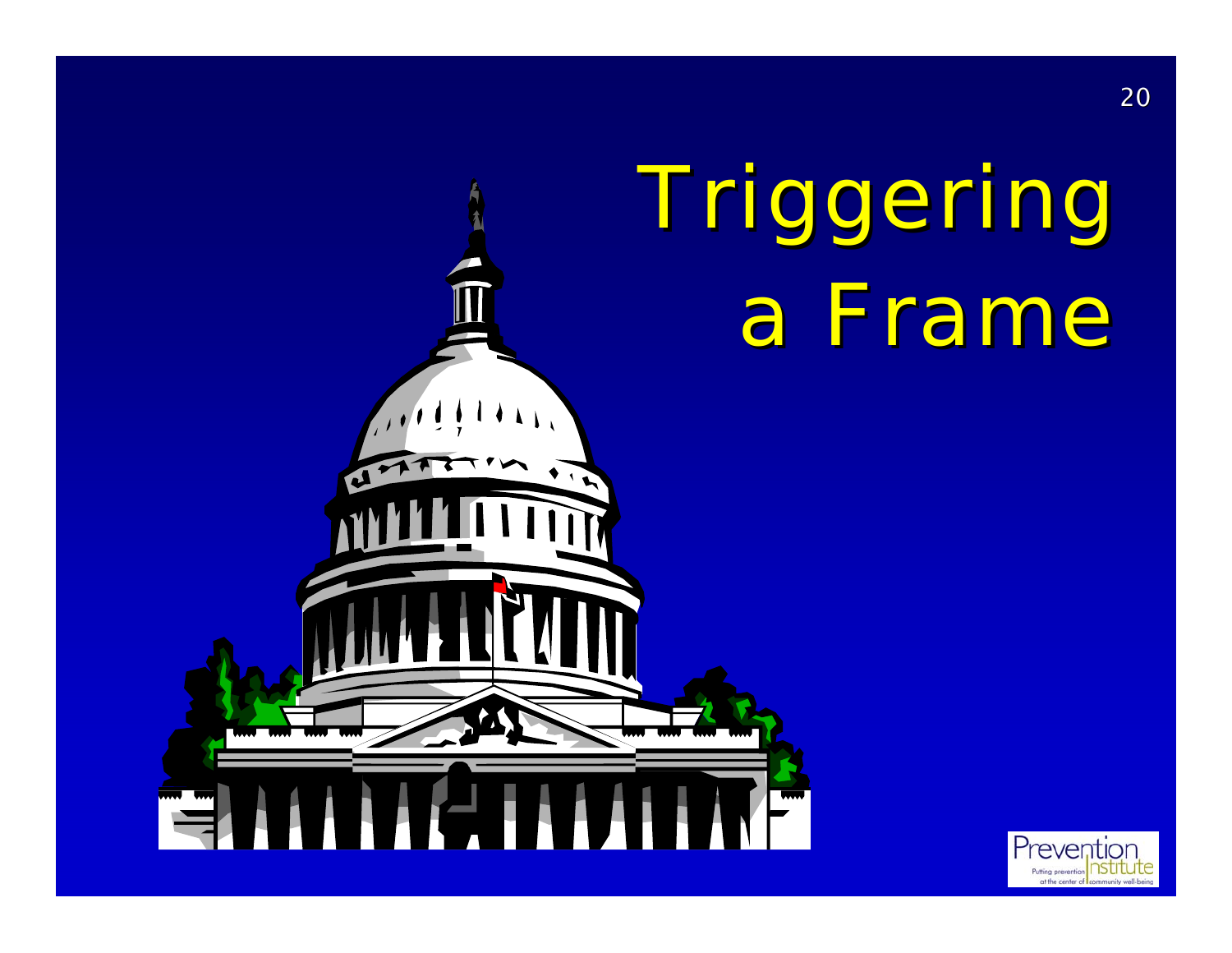# Triggering a Frame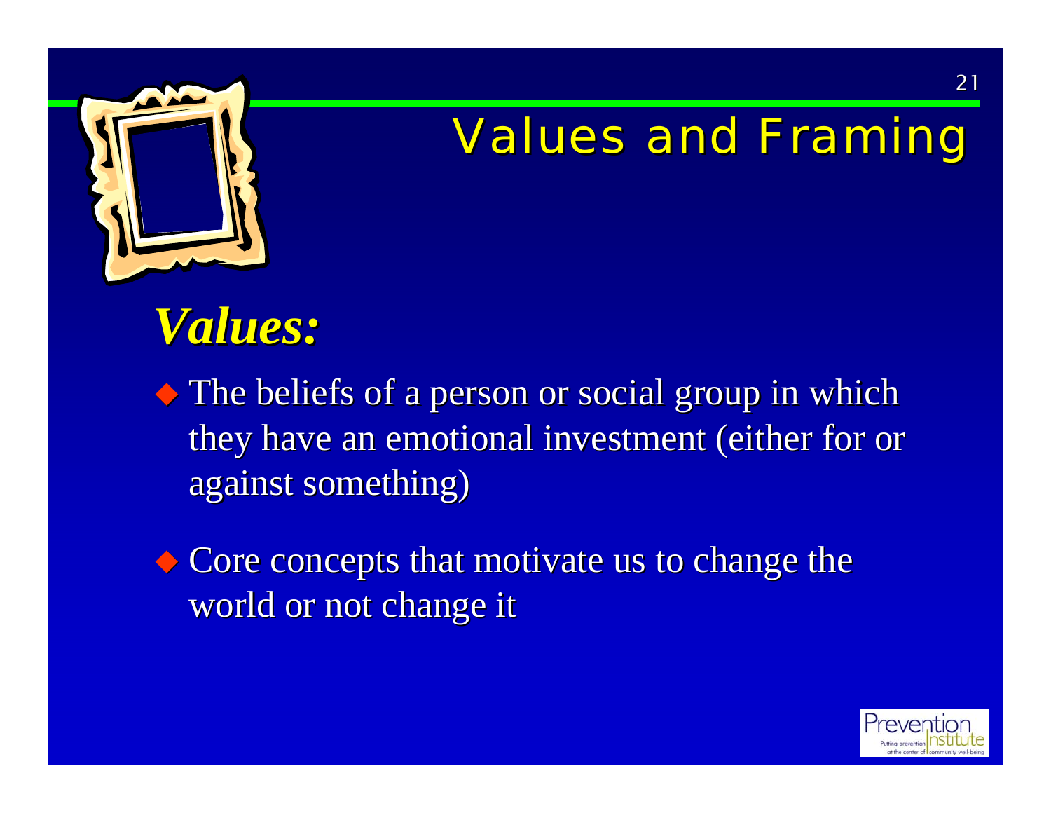# Values and Framing

## *Values:*

- The beliefs of a person or social group in which they have an emotional investment (either for or against something)
- Core concepts that motivate us to change the world or not change it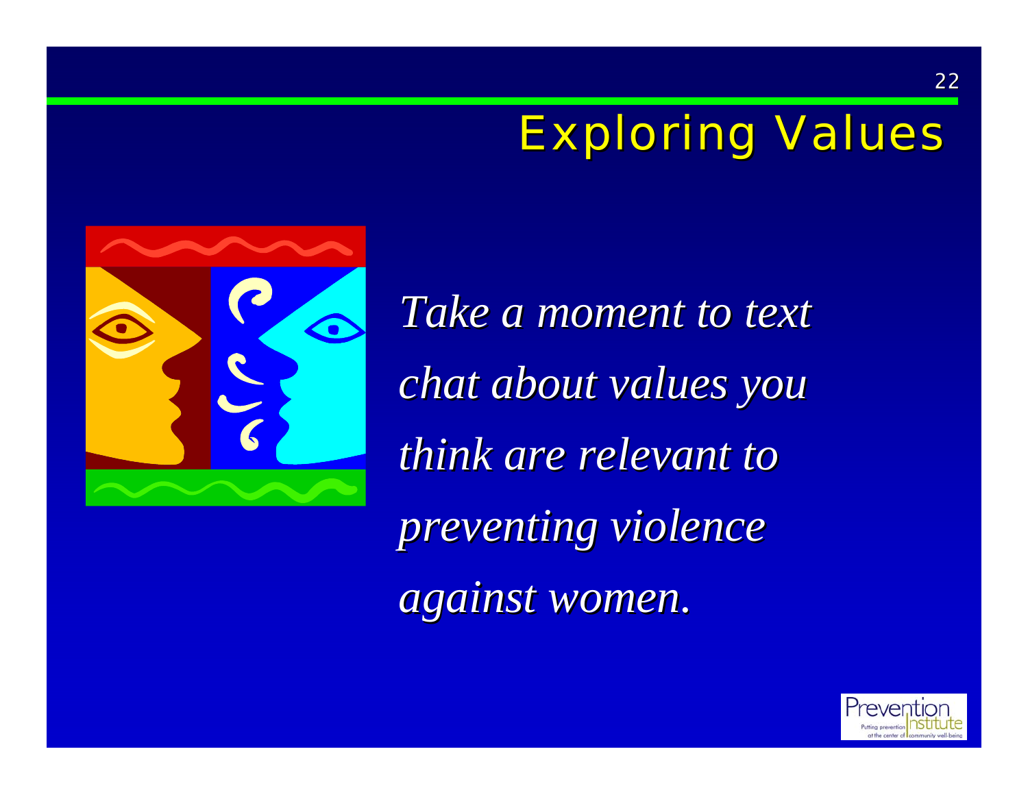# Exploring Values

*Take a moment to text chat about values you think are relevant to preventing violence against women.*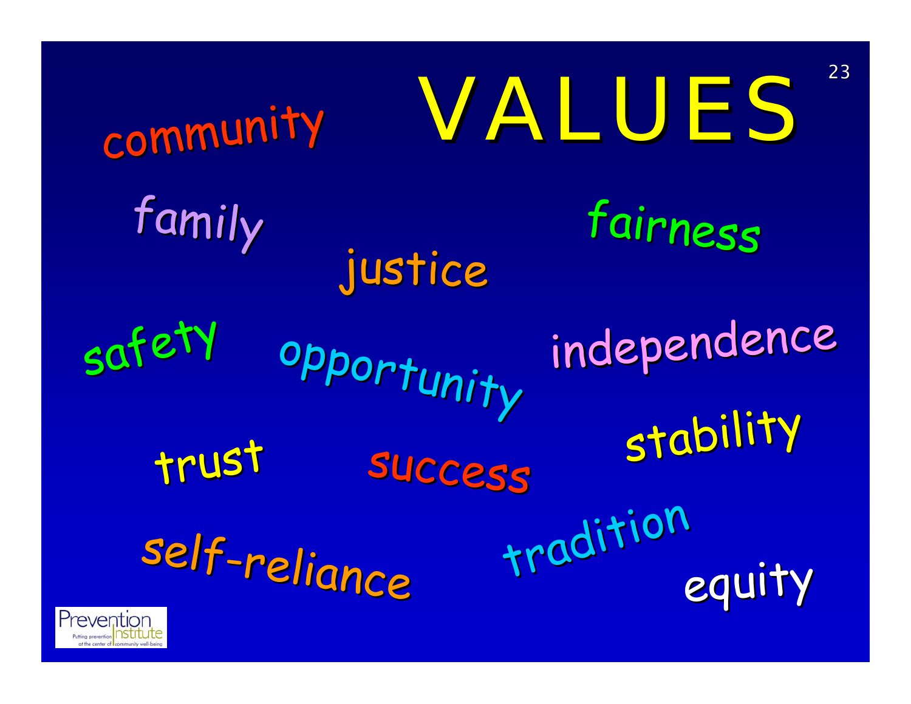# VALUES

community

family

fairness

justice

safety

opportunity

independence

stability

trust

success

self-reliance

tradition

equity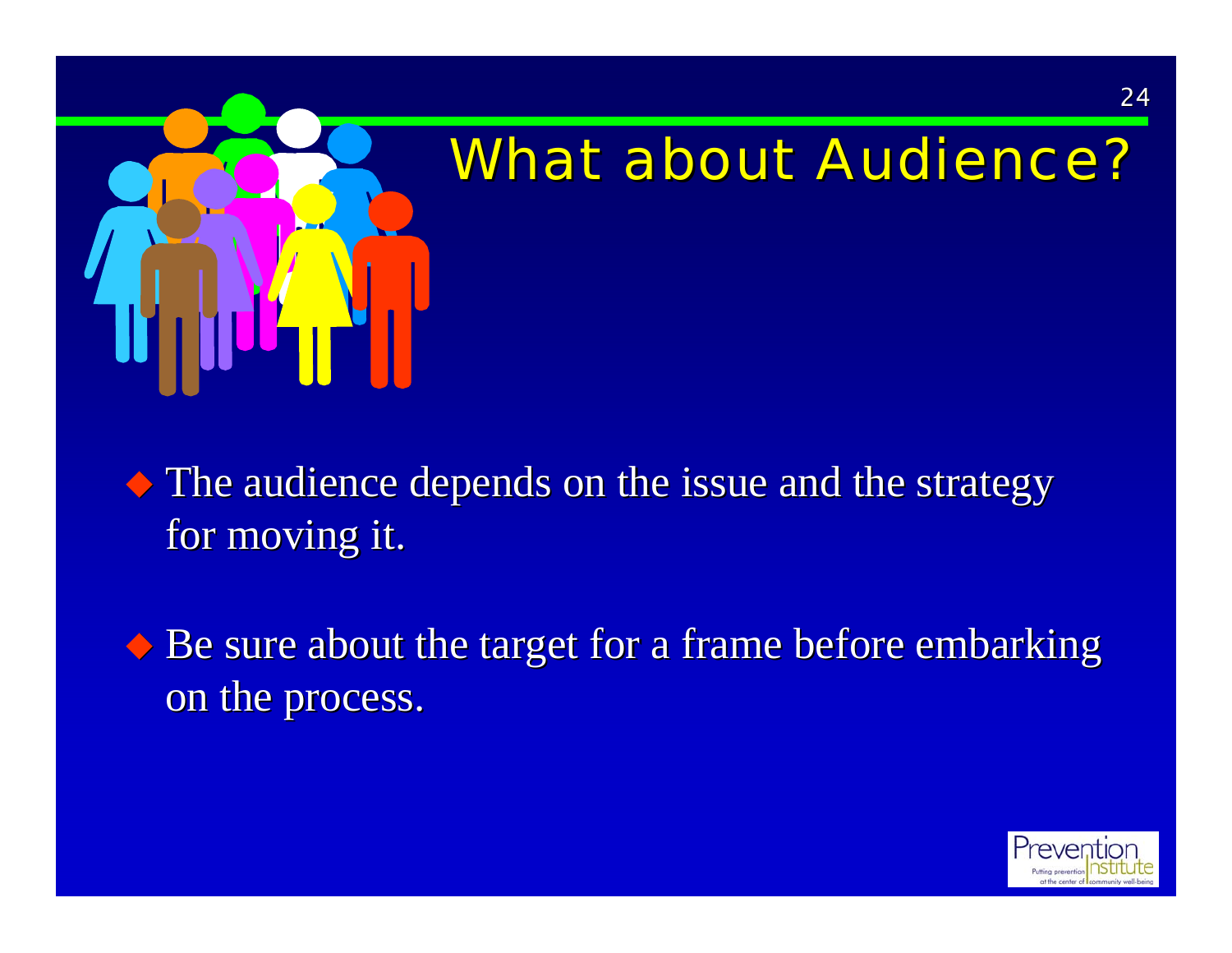# What about Audience?

- The audience depends on the issue and the strategy for moving it.
- Be sure about the target for a frame before embarking on the process.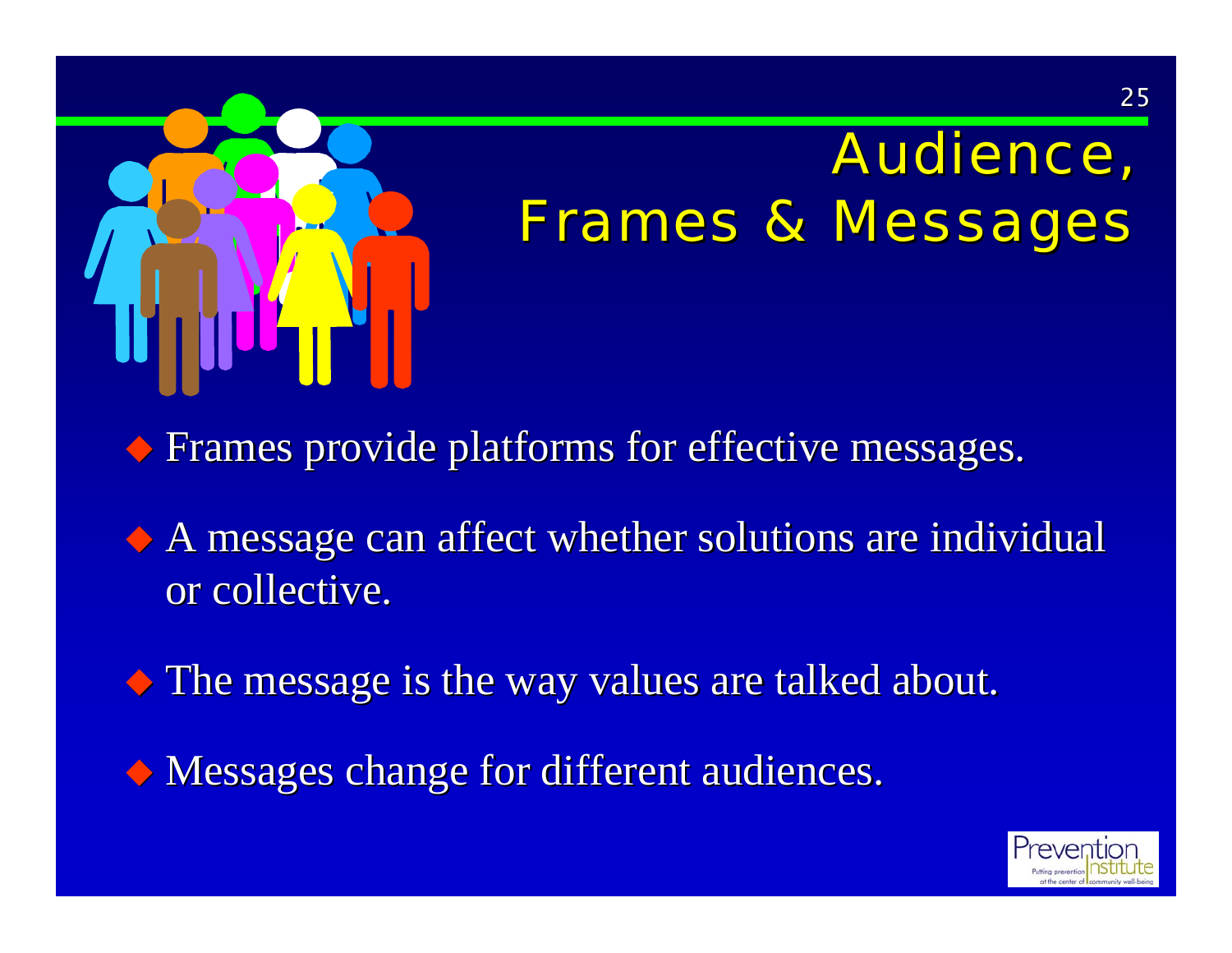# Audience, Frames & Messages

- Frames provide platforms for effective messages.
- A message can affect whether solutions are individual or collective.
- The message is the way values are talked about.
- Messages change for different audiences.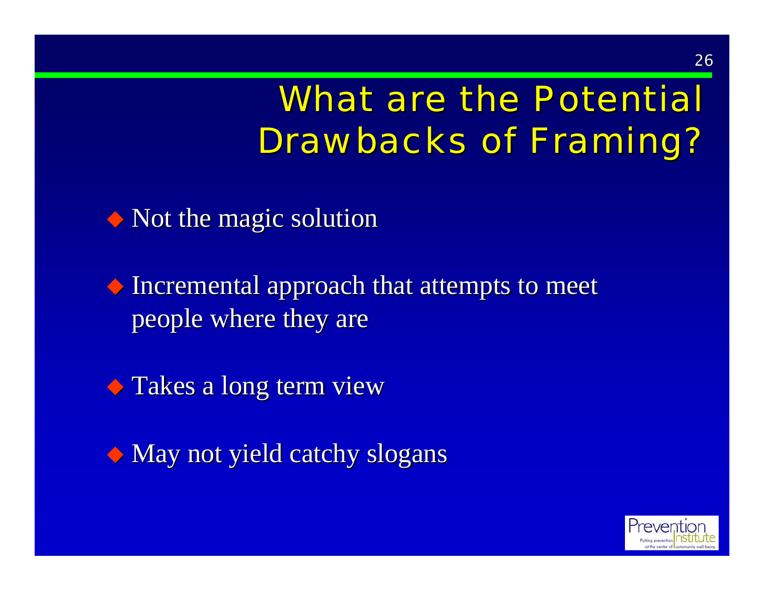# What are the Potential Drawbacks of Framing?

- Not the magic solution
- Incremental approach that attempts to meet people where they are
- Takes a long term view
- May not yield catchy slogans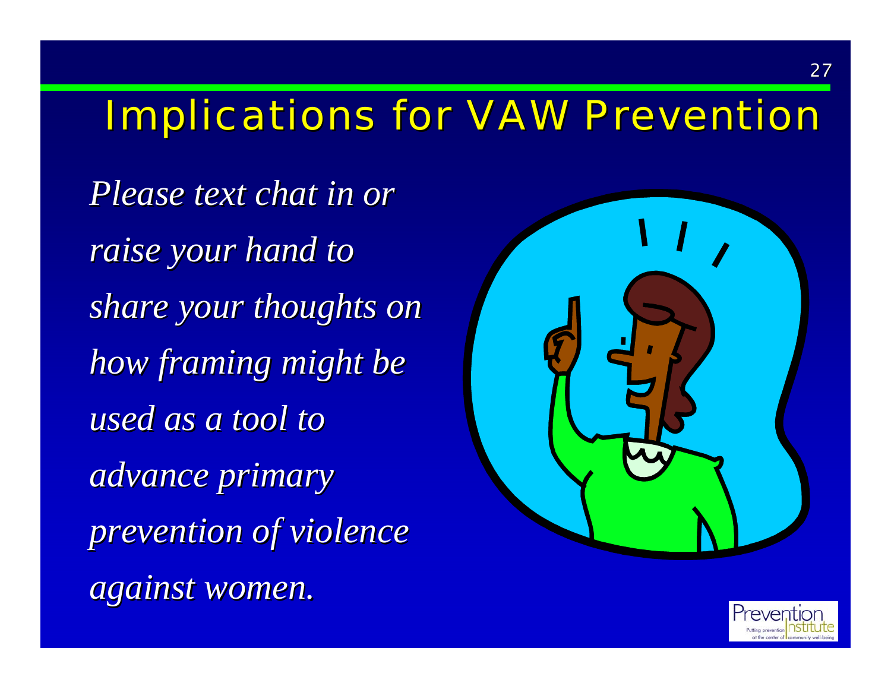# Implications for VAW Prevention

*Please text chat in or raise your hand to share your thoughts on how framing might be used as a tool to advance primary prevention of violence against women.*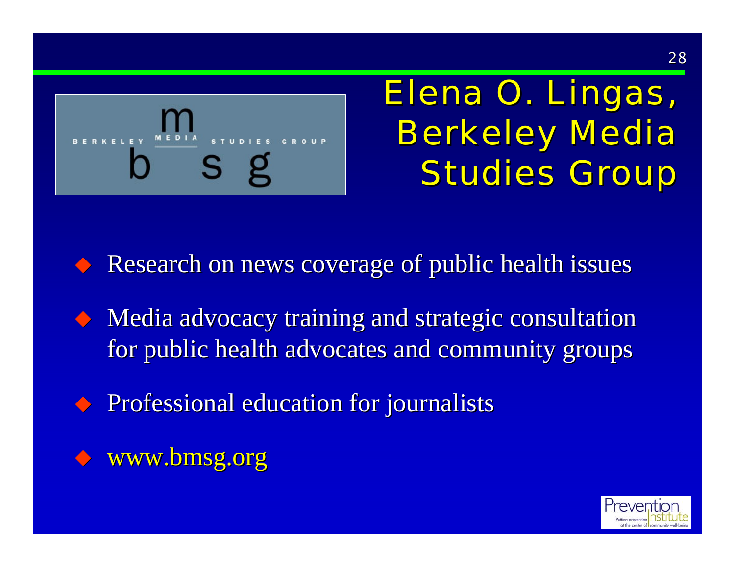# Elena O. Lingas, Berkeley Media Studies Group

- Research on news coverage of public health issues
- Media advocacy training and strategic consultation for public health advocates and community groups
- Professional education for journalists
- www.bmsg.org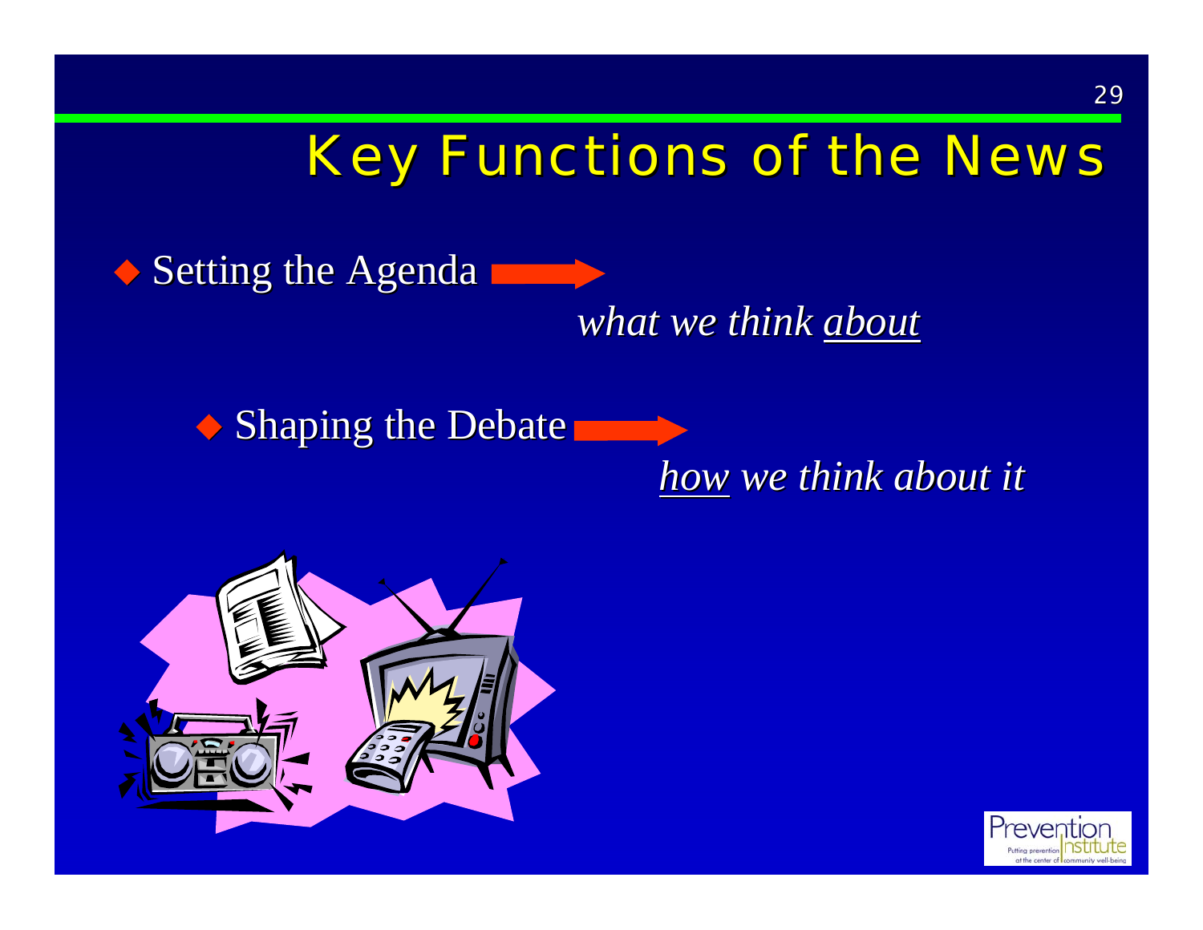# Key Functions of the News

- Setting the Agenda →

  *what we think <u>about</u>*

- Shaping the Debate →

  *<u>how</u> we think about it*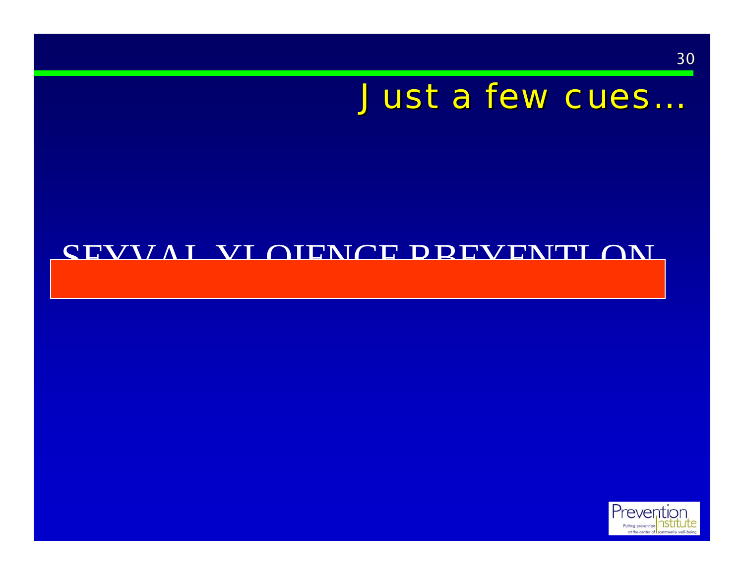# Just a few cues…

SEXUAL VIOLENCE PREVENTION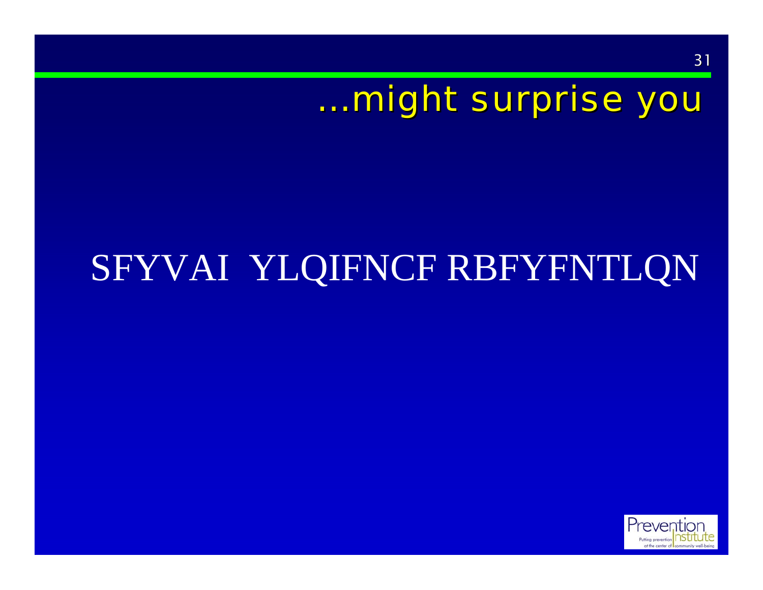# …might surprise you

SFYVAI  YLQIFNCF RBFYFNTLQN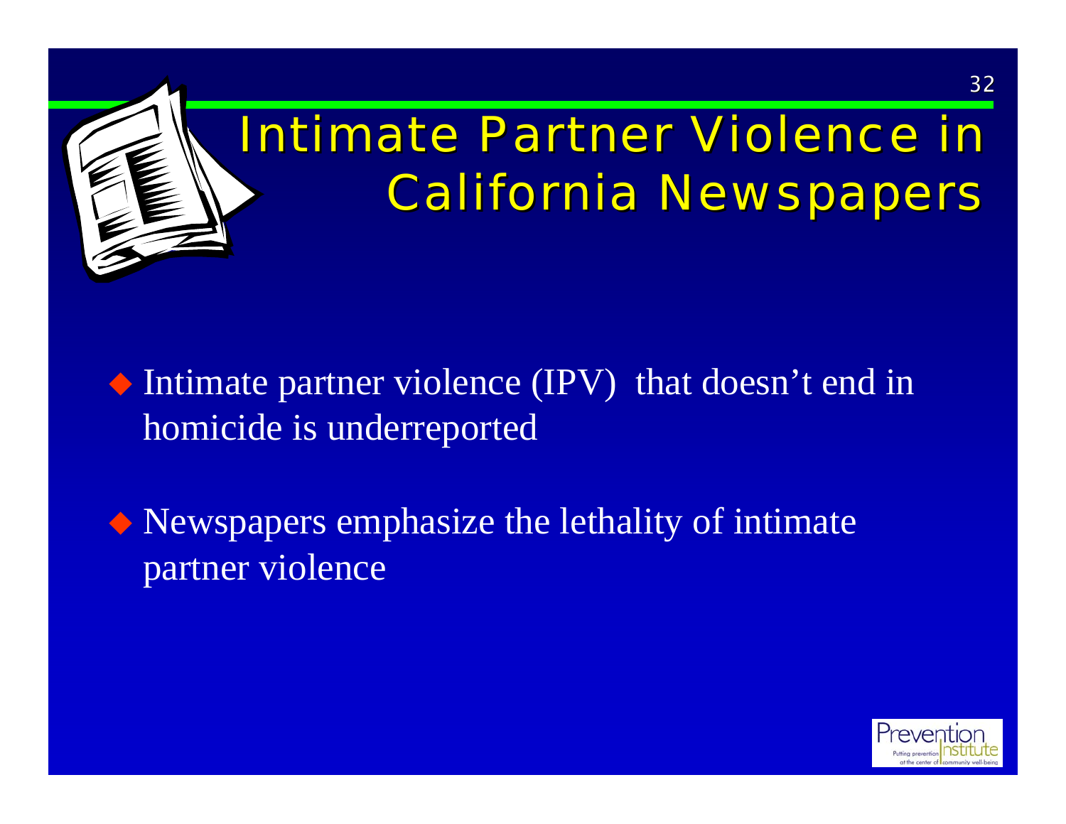# Intimate Partner Violence in California Newspapers

- Intimate partner violence (IPV) that doesn't end in homicide is underreported
- Newspapers emphasize the lethality of intimate partner violence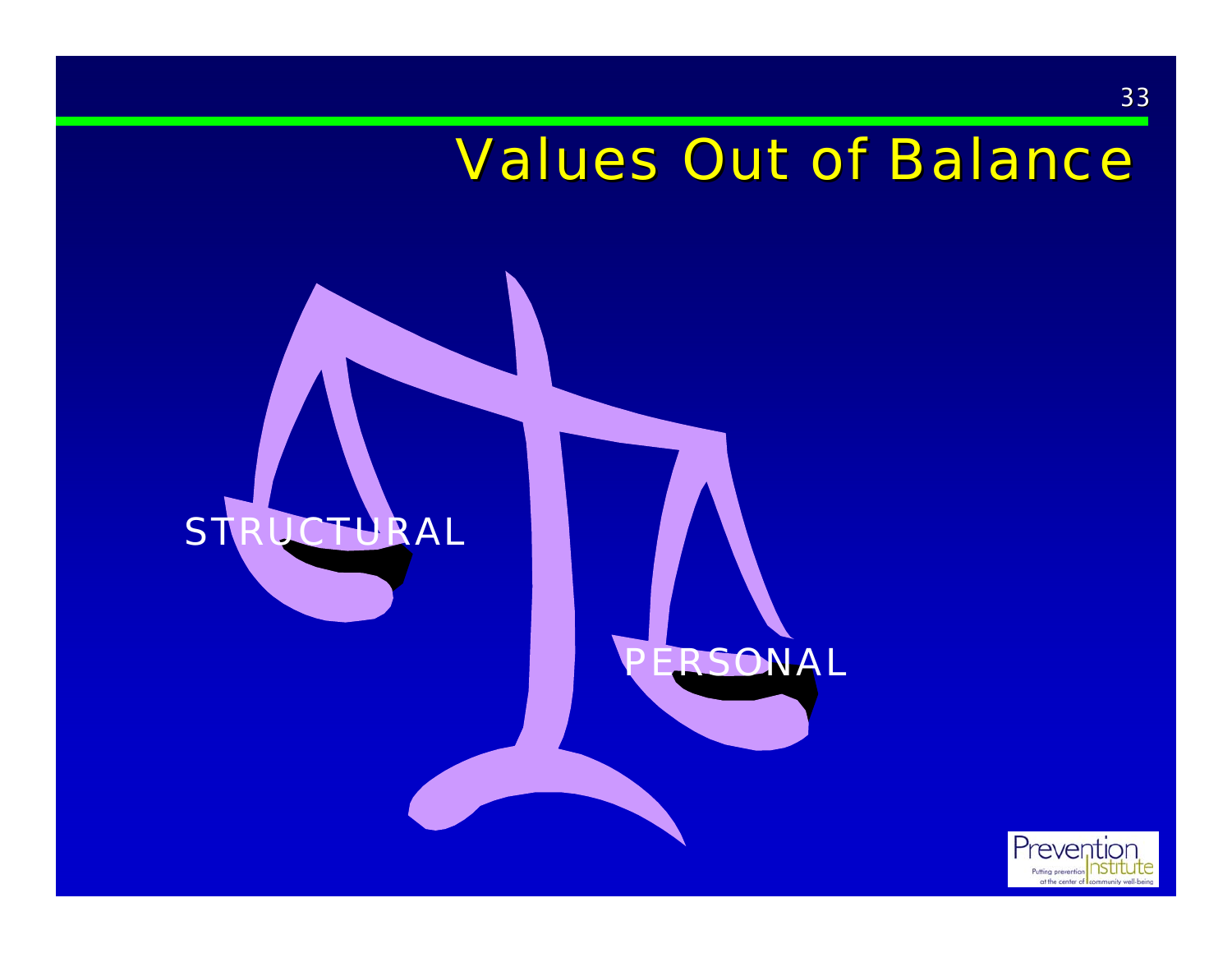# Values Out of Balance

STRUCTURAL

PERSONAL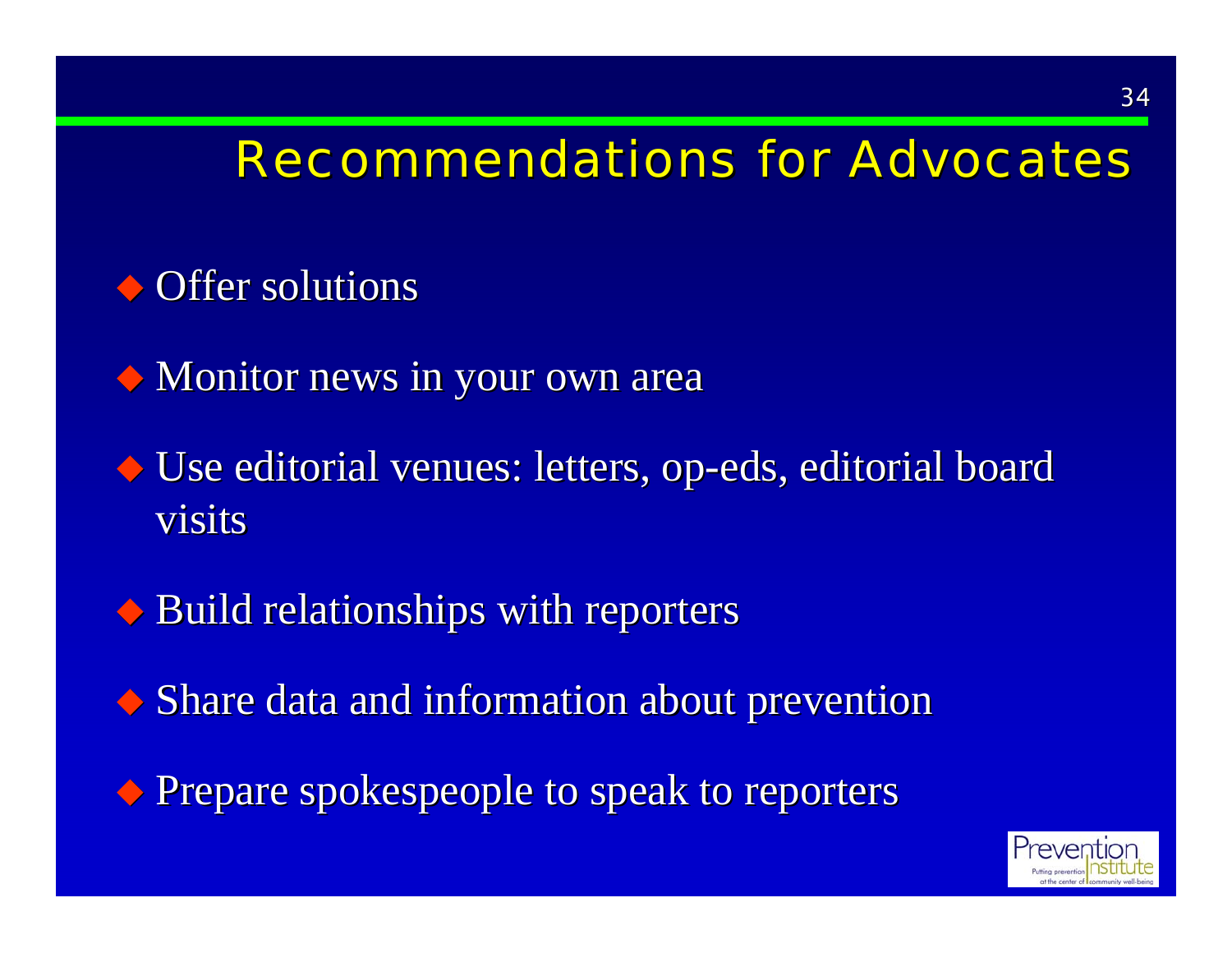# Recommendations for Advocates

- Offer solutions
- Monitor news in your own area
- Use editorial venues: letters, op-eds, editorial board visits
- Build relationships with reporters
- Share data and information about prevention
- Prepare spokespeople to speak to reporters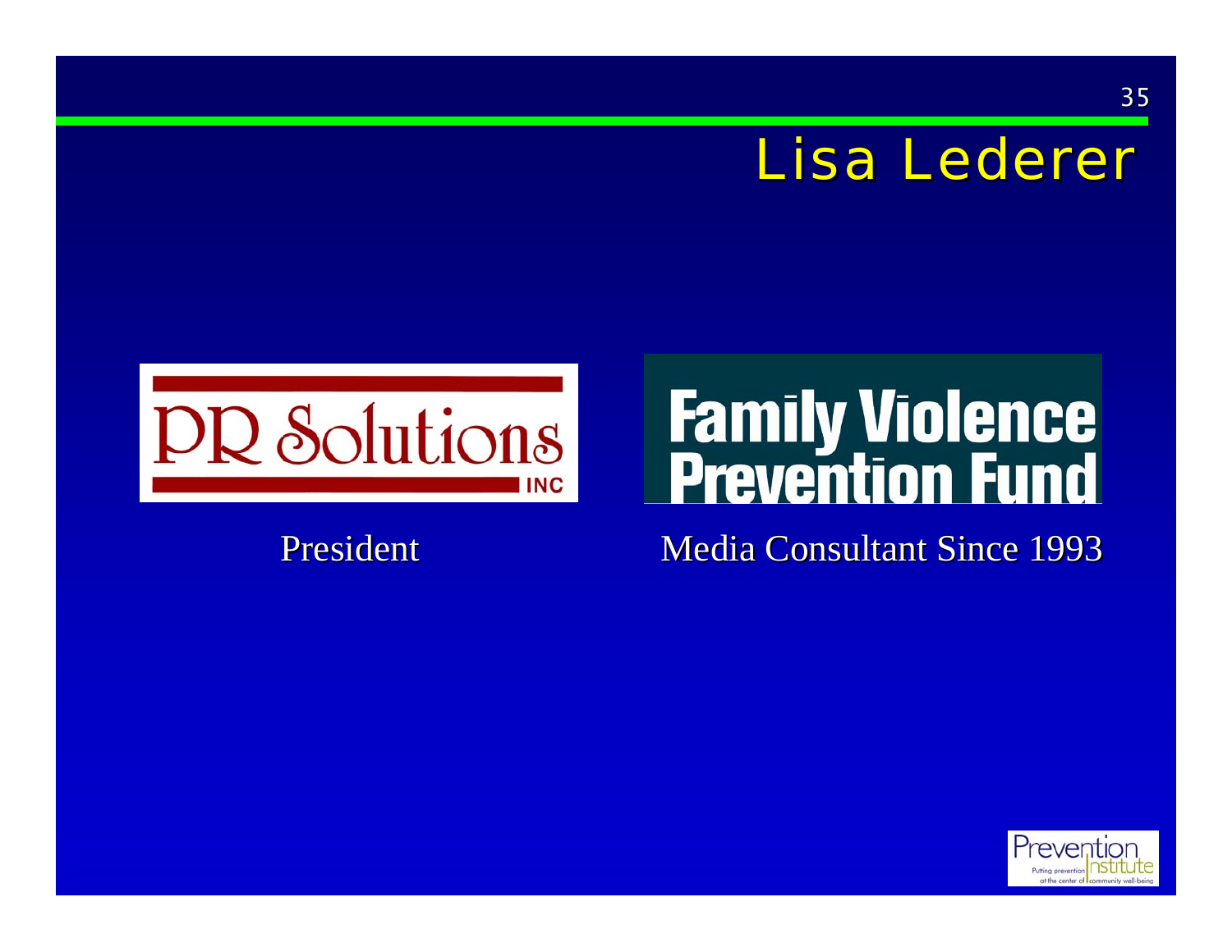# Lisa Lederer

PR Solutions INC

Family Violence Prevention Fund

President

Media Consultant Since 1993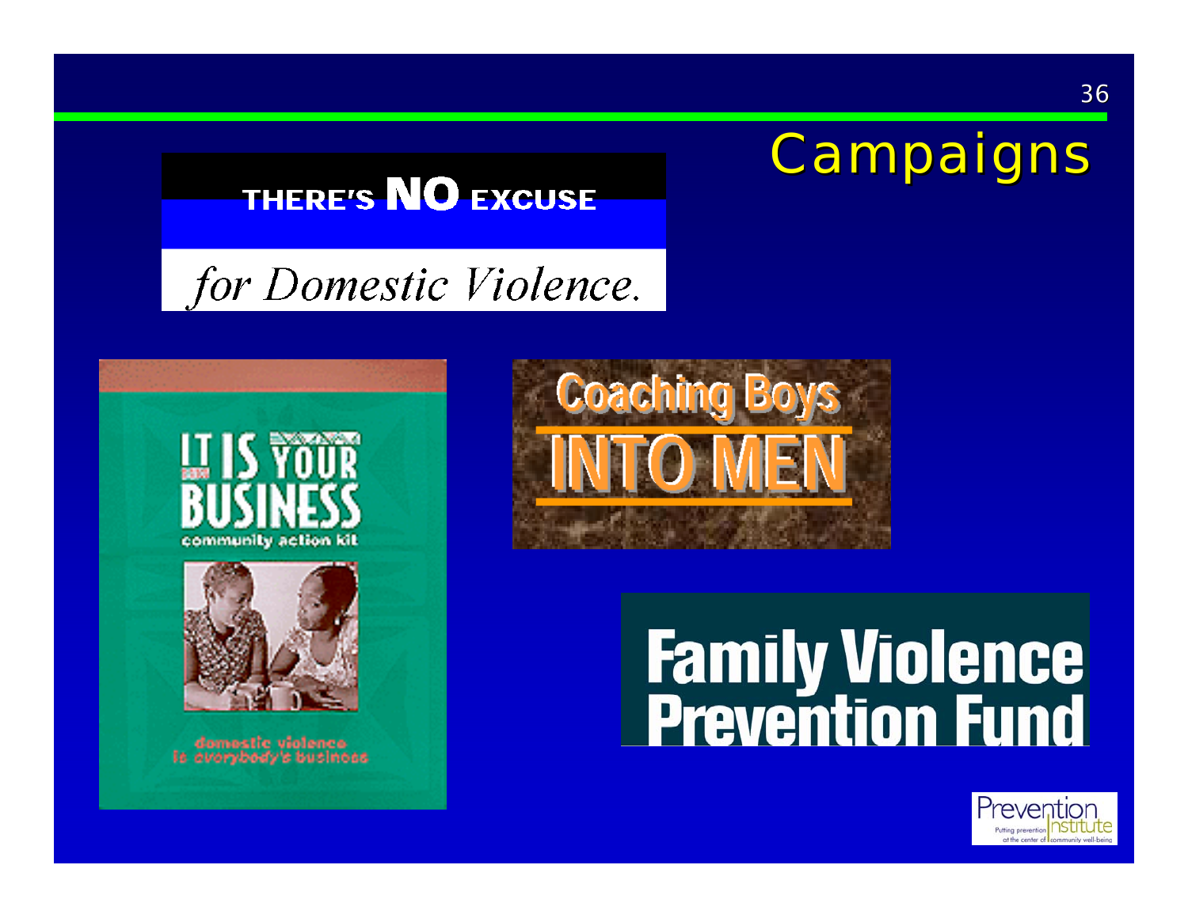# Campaigns

THERE'S **NO** EXCUSE

*for Domestic Violence.*

IT IS YOUR BUSINESS

community action kit

domestic violence is everybody's business

Coaching Boys INTO MEN

Family Violence Prevention Fund

Prevention Institute

Putting prevention at the center of community well-being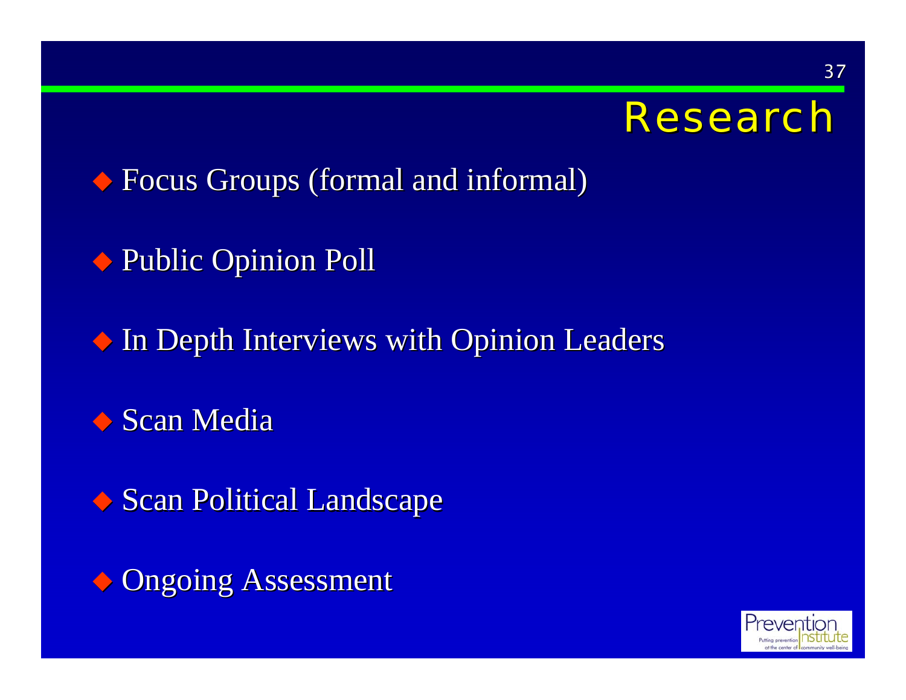# Research

- Focus Groups (formal and informal)
- Public Opinion Poll
- In Depth Interviews with Opinion Leaders
- Scan Media
- Scan Political Landscape
- Ongoing Assessment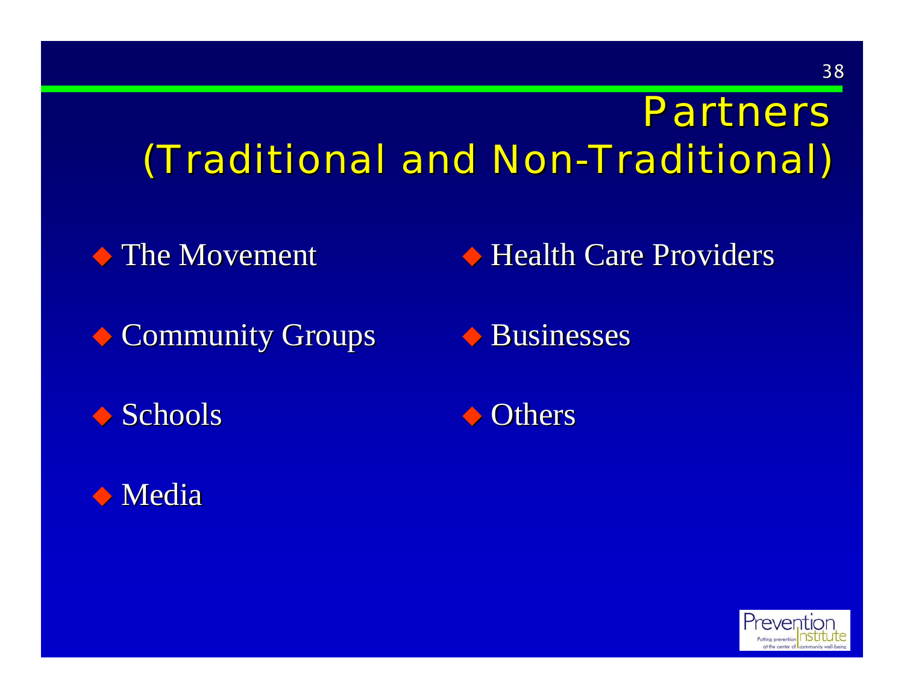# Partners (Traditional and Non-Traditional)

- The Movement
- Community Groups
- Schools
- Media
- Health Care Providers
- Businesses
- Others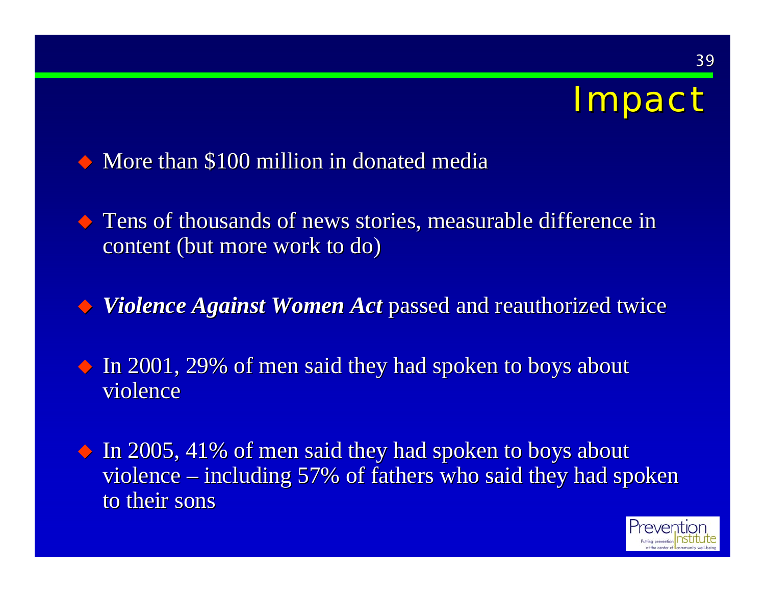# Impact

- More than $100 million in donated media
- Tens of thousands of news stories, measurable difference in content (but more work to do)
- ***Violence Against Women Act*** passed and reauthorized twice
- In 2001, 29% of men said they had spoken to boys about violence
- In 2005, 41% of men said they had spoken to boys about violence – including 57% of fathers who said they had spoken to their sons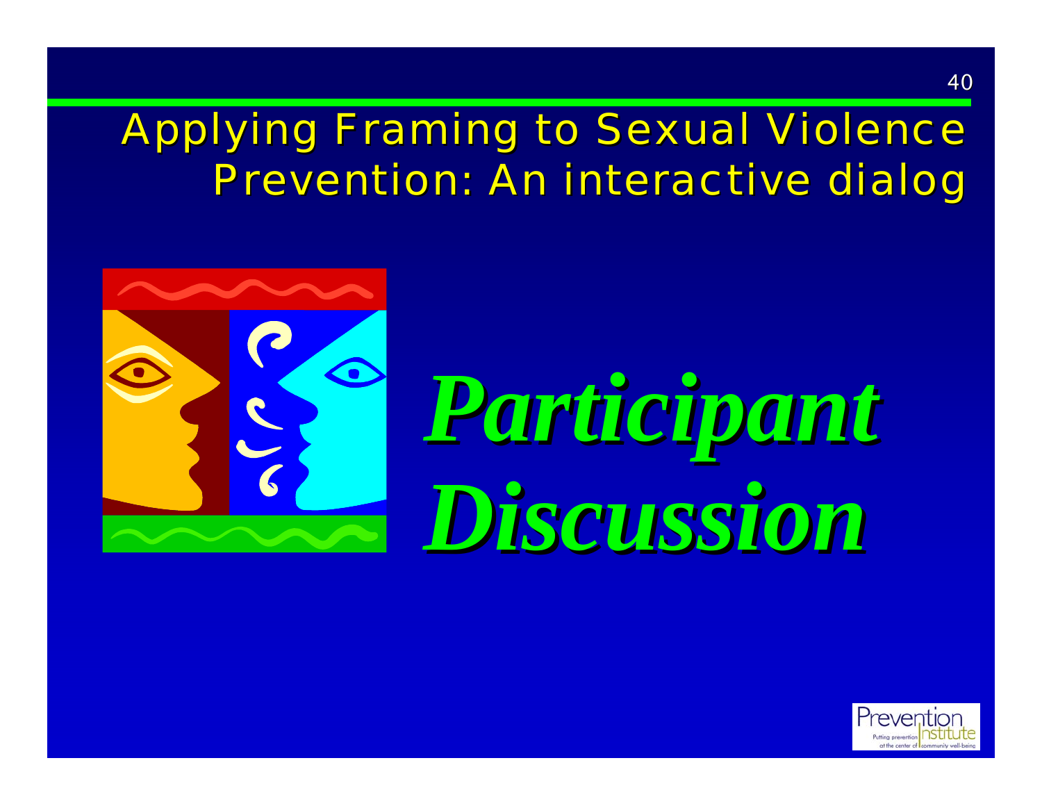# Applying Framing to Sexual Violence Prevention: An interactive dialog

***Participant Discussion***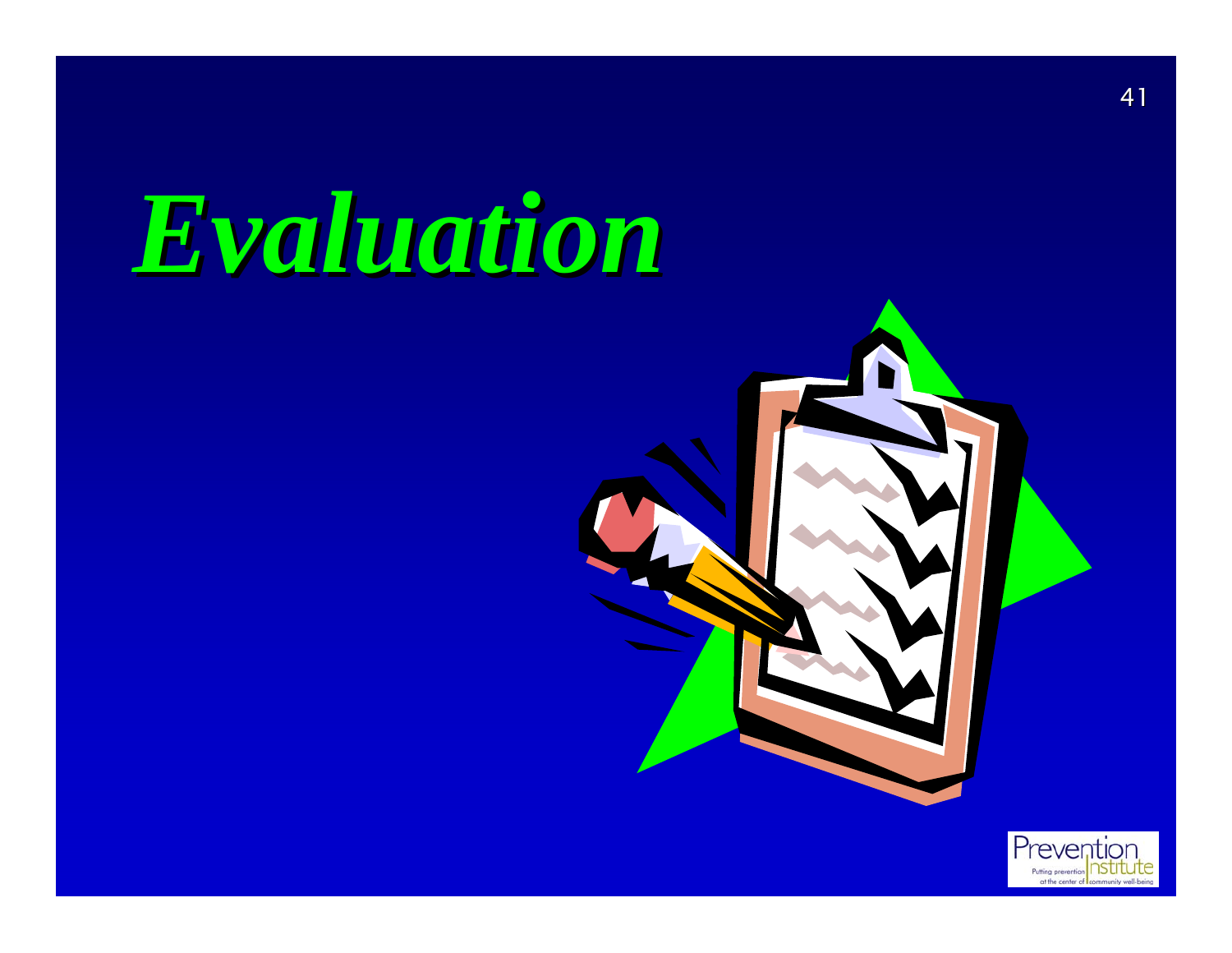# *Evaluation*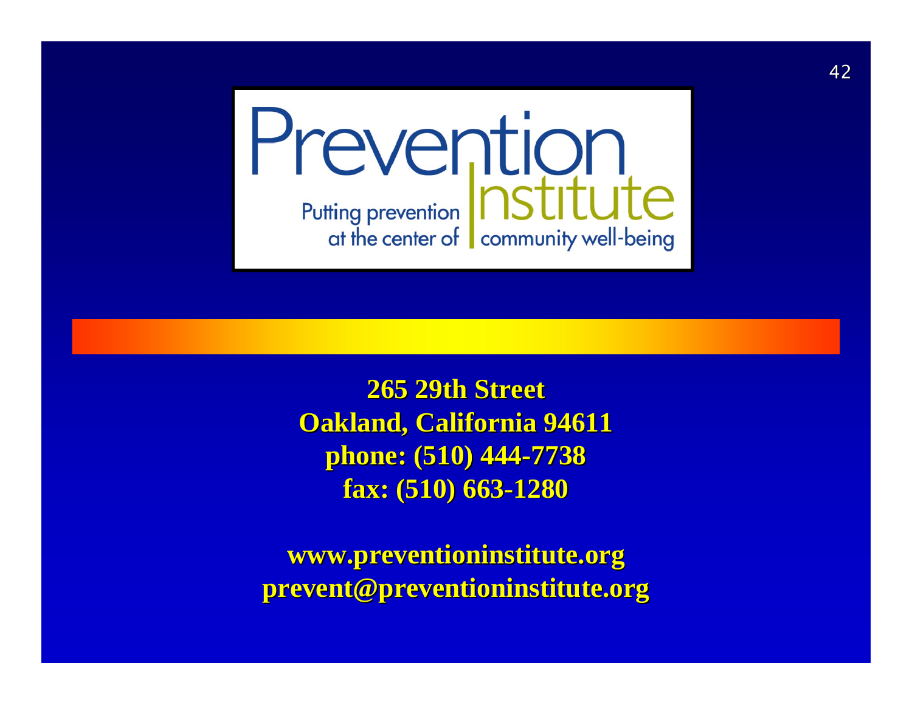# Prevention Institute

Putting prevention at the center of community well-being

**265 29th Street**
**Oakland, California 94611**
**phone: (510) 444-7738**
**fax: (510) 663-1280**

**www.preventioninstitute.org**
**prevent@preventioninstitute.org**